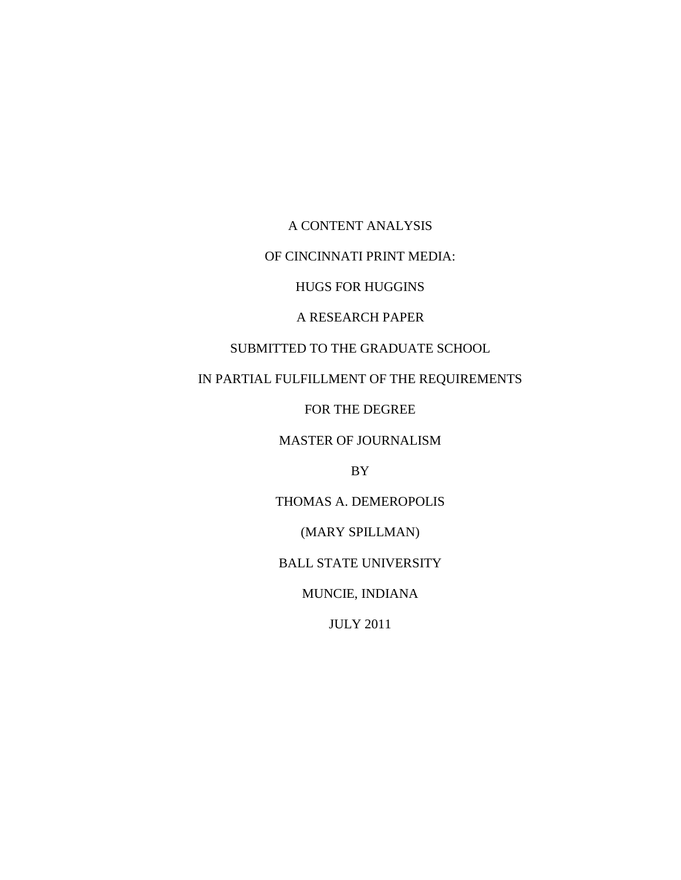# A CONTENT ANALYSIS

# OF CINCINNATI PRINT MEDIA:

# HUGS FOR HUGGINS

A RESEARCH PAPER

SUBMITTED TO THE GRADUATE SCHOOL

IN PARTIAL FULFILLMENT OF THE REQUIREMENTS

FOR THE DEGREE

MASTER OF JOURNALISM

BY

THOMAS A. DEMEROPOLIS

(MARY SPILLMAN)

BALL STATE UNIVERSITY

MUNCIE, INDIANA

JULY 2011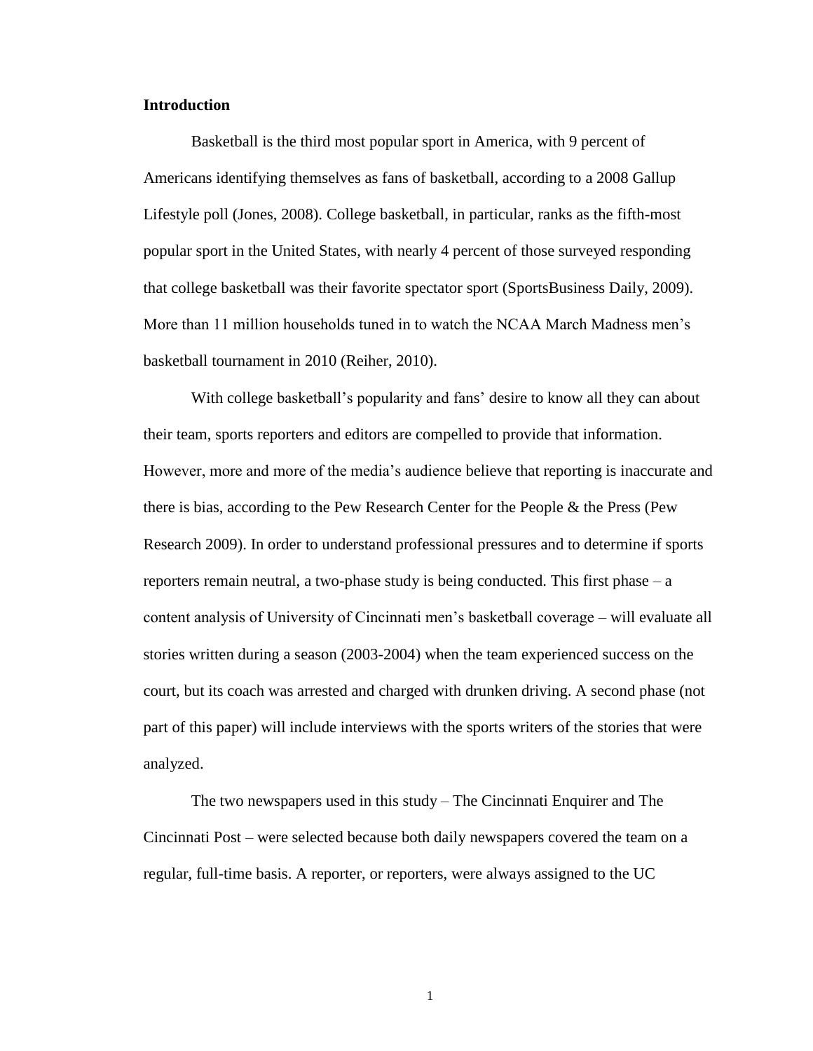**Introduction**

Basketball is the third most popular sport in America, with 9 percent of Americans identifying themselves as fans of basketball, according to a 2008 Gallup Lifestyle poll (Jones, 2008). College basketball, in particular, ranks as the fifth-most popular sport in the United States, with nearly 4 percent of those surveyed responding that college basketball was their favorite spectator sport (SportsBusiness Daily, 2009). More than 11 million households tuned in to watch the NCAA March Madness men's basketball tournament in 2010 (Reiher, 2010).

With college basketball's popularity and fans' desire to know all they can about their team, sports reporters and editors are compelled to provide that information. However, more and more of the media's audience believe that reporting is inaccurate and there is bias, according to the Pew Research Center for the People & the Press (Pew Research 2009). In order to understand professional pressures and to determine if sports reporters remain neutral, a two-phase study is being conducted. This first phase – a content analysis of University of Cincinnati men's basketball coverage – will evaluate all stories written during a season (2003-2004) when the team experienced success on the court, but its coach was arrested and charged with drunken driving. A second phase (not part of this paper) will include interviews with the sports writers of the stories that were analyzed.

The two newspapers used in this study – The Cincinnati Enquirer and The Cincinnati Post – were selected because both daily newspapers covered the team on a regular, full-time basis. A reporter, or reporters, were always assigned to the UC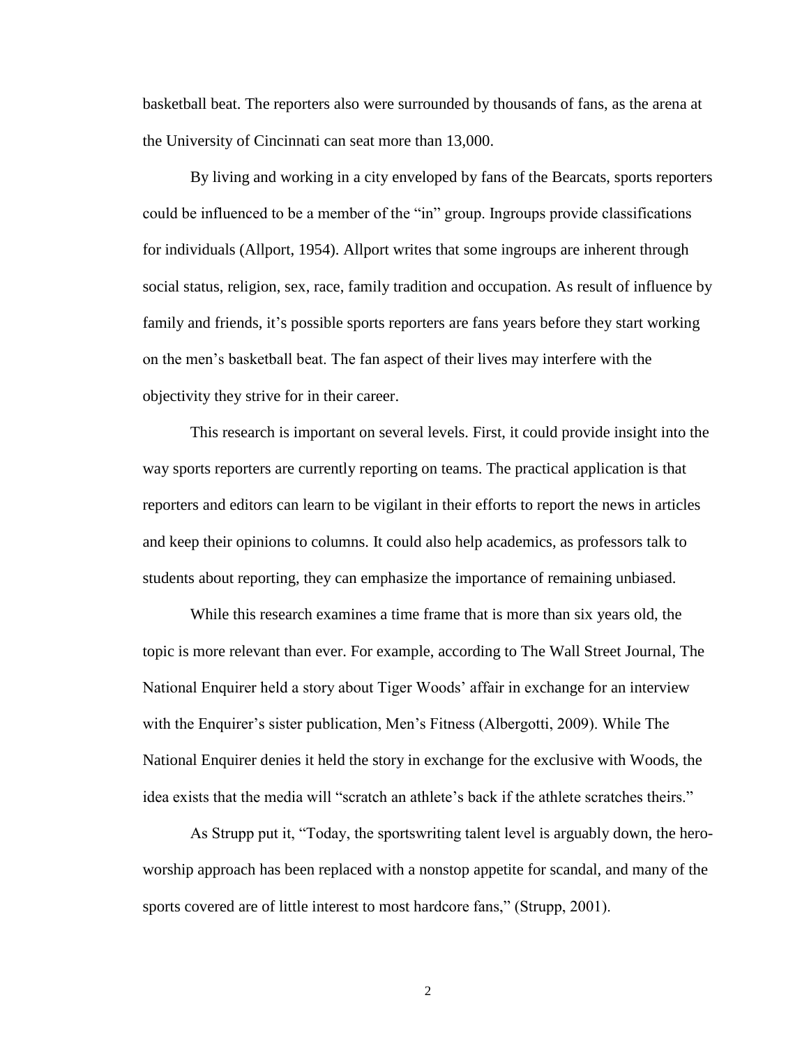basketball beat. The reporters also were surrounded by thousands of fans, as the arena at the University of Cincinnati can seat more than 13,000.

By living and working in a city enveloped by fans of the Bearcats, sports reporters could be influenced to be a member of the "in" group. Ingroups provide classifications for individuals (Allport, 1954). Allport writes that some ingroups are inherent through social status, religion, sex, race, family tradition and occupation. As result of influence by family and friends, it's possible sports reporters are fans years before they start working on the men's basketball beat. The fan aspect of their lives may interfere with the objectivity they strive for in their career.

This research is important on several levels. First, it could provide insight into the way sports reporters are currently reporting on teams. The practical application is that reporters and editors can learn to be vigilant in their efforts to report the news in articles and keep their opinions to columns. It could also help academics, as professors talk to students about reporting, they can emphasize the importance of remaining unbiased.

While this research examines a time frame that is more than six years old, the topic is more relevant than ever. For example, according to The Wall Street Journal, The National Enquirer held a story about Tiger Woods' affair in exchange for an interview with the Enquirer's sister publication, Men's Fitness (Albergotti, 2009). While The National Enquirer denies it held the story in exchange for the exclusive with Woods, the idea exists that the media will "scratch an athlete's back if the athlete scratches theirs."

As Strupp put it, "Today, the sportswriting talent level is arguably down, the hero-worship approach has been replaced with a nonstop appetite for scandal, and many of the sports covered are of little interest to most hardcore fans," (Strupp, 2001).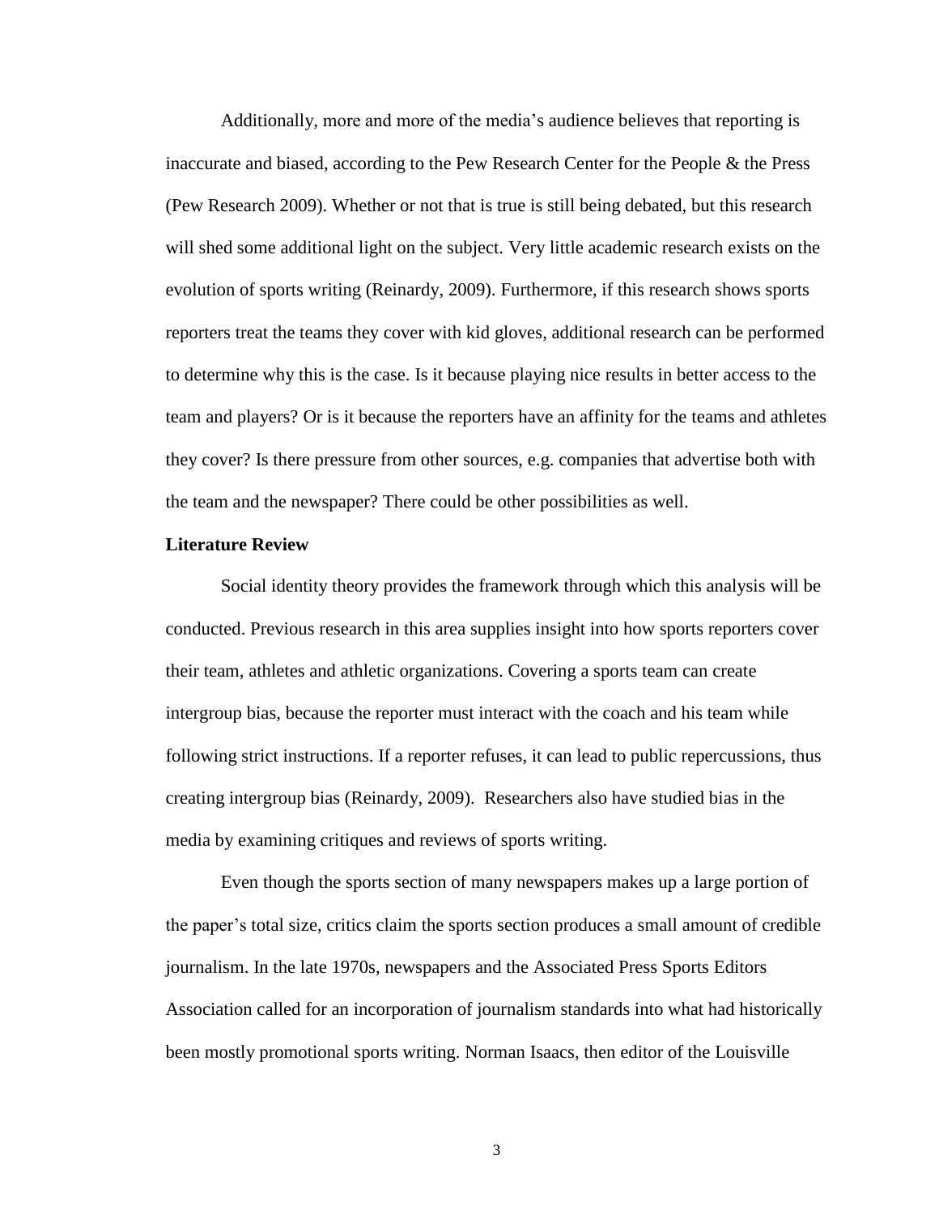Additionally, more and more of the media's audience believes that reporting is inaccurate and biased, according to the Pew Research Center for the People & the Press (Pew Research 2009). Whether or not that is true is still being debated, but this research will shed some additional light on the subject. Very little academic research exists on the evolution of sports writing (Reinardy, 2009). Furthermore, if this research shows sports reporters treat the teams they cover with kid gloves, additional research can be performed to determine why this is the case. Is it because playing nice results in better access to the team and players? Or is it because the reporters have an affinity for the teams and athletes they cover? Is there pressure from other sources, e.g. companies that advertise both with the team and the newspaper? There could be other possibilities as well.

**Literature Review**

Social identity theory provides the framework through which this analysis will be conducted. Previous research in this area supplies insight into how sports reporters cover their team, athletes and athletic organizations. Covering a sports team can create intergroup bias, because the reporter must interact with the coach and his team while following strict instructions. If a reporter refuses, it can lead to public repercussions, thus creating intergroup bias (Reinardy, 2009). Researchers also have studied bias in the media by examining critiques and reviews of sports writing.

Even though the sports section of many newspapers makes up a large portion of the paper's total size, critics claim the sports section produces a small amount of credible journalism. In the late 1970s, newspapers and the Associated Press Sports Editors Association called for an incorporation of journalism standards into what had historically been mostly promotional sports writing. Norman Isaacs, then editor of the Louisville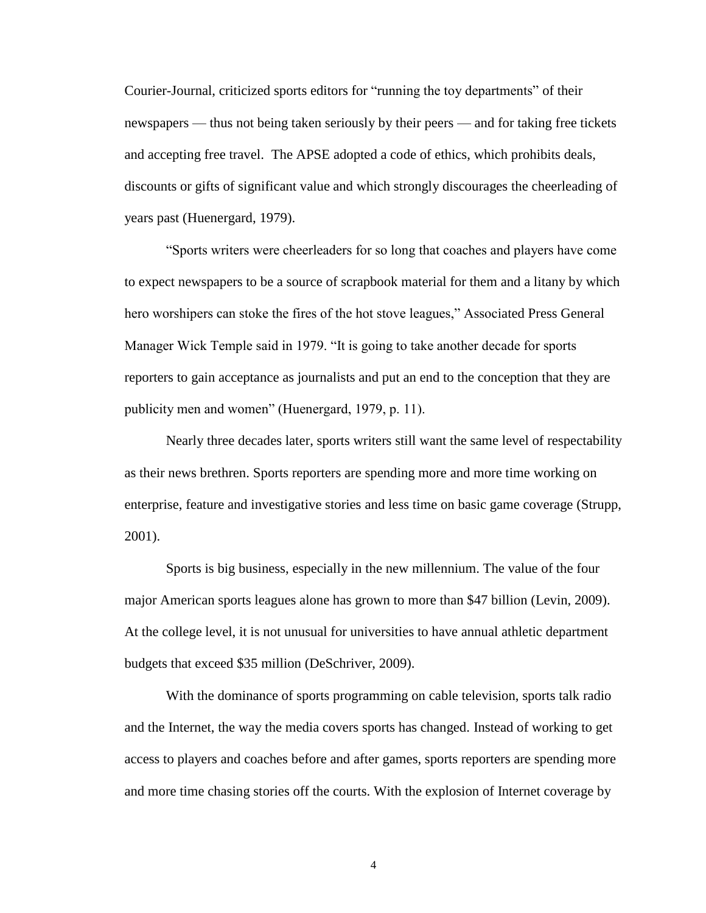Courier-Journal, criticized sports editors for "running the toy departments" of their newspapers — thus not being taken seriously by their peers — and for taking free tickets and accepting free travel. The APSE adopted a code of ethics, which prohibits deals, discounts or gifts of significant value and which strongly discourages the cheerleading of years past (Huenergard, 1979).

"Sports writers were cheerleaders for so long that coaches and players have come to expect newspapers to be a source of scrapbook material for them and a litany by which hero worshipers can stoke the fires of the hot stove leagues," Associated Press General Manager Wick Temple said in 1979. "It is going to take another decade for sports reporters to gain acceptance as journalists and put an end to the conception that they are publicity men and women" (Huenergard, 1979, p. 11).

Nearly three decades later, sports writers still want the same level of respectability as their news brethren. Sports reporters are spending more and more time working on enterprise, feature and investigative stories and less time on basic game coverage (Strupp, 2001).

Sports is big business, especially in the new millennium. The value of the four major American sports leagues alone has grown to more than $47 billion (Levin, 2009). At the college level, it is not unusual for universities to have annual athletic department budgets that exceed $35 million (DeSchriver, 2009).

With the dominance of sports programming on cable television, sports talk radio and the Internet, the way the media covers sports has changed. Instead of working to get access to players and coaches before and after games, sports reporters are spending more and more time chasing stories off the courts. With the explosion of Internet coverage by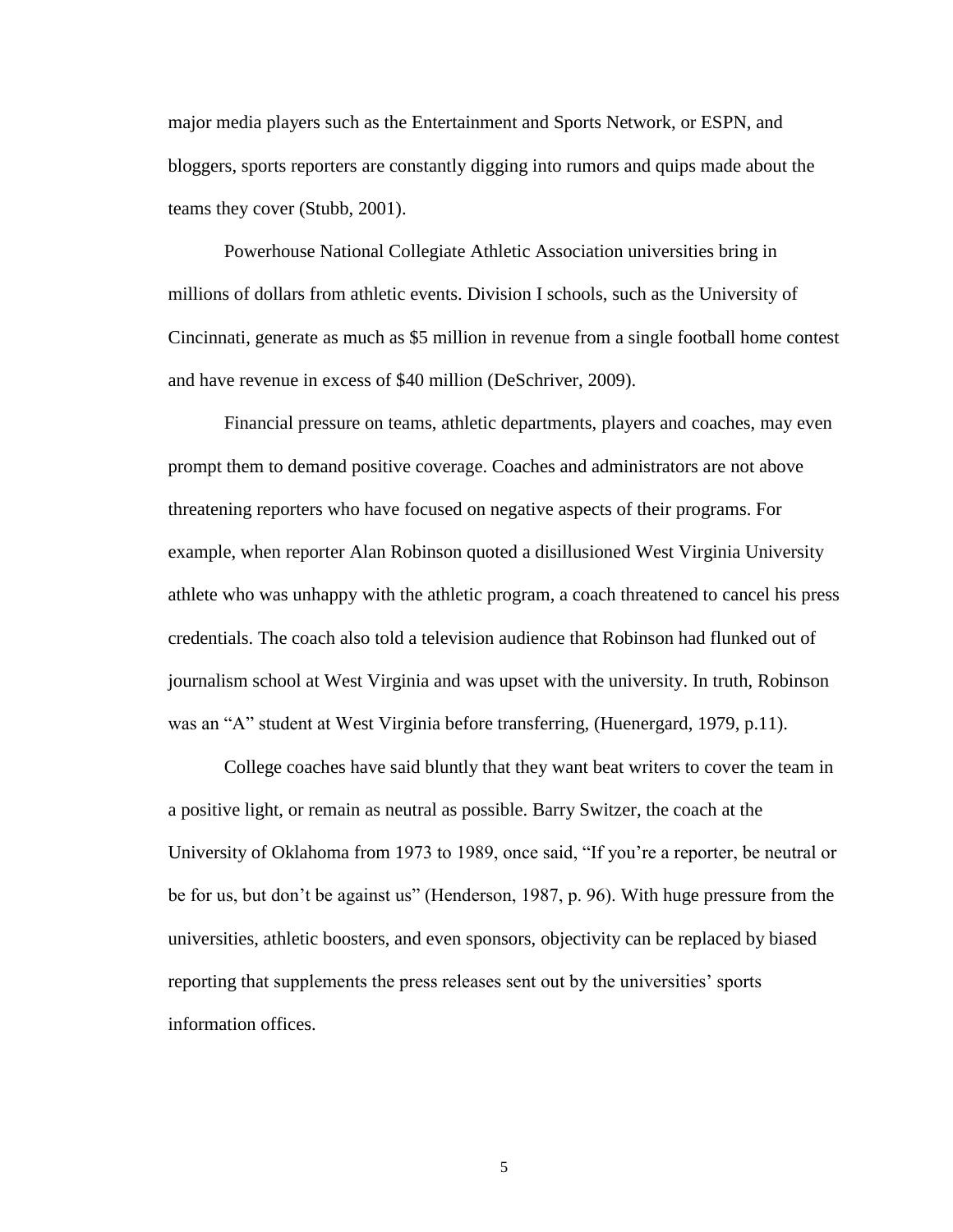major media players such as the Entertainment and Sports Network, or ESPN, and bloggers, sports reporters are constantly digging into rumors and quips made about the teams they cover (Stubb, 2001).

Powerhouse National Collegiate Athletic Association universities bring in millions of dollars from athletic events. Division I schools, such as the University of Cincinnati, generate as much as $5 million in revenue from a single football home contest and have revenue in excess of $40 million (DeSchriver, 2009).

Financial pressure on teams, athletic departments, players and coaches, may even prompt them to demand positive coverage. Coaches and administrators are not above threatening reporters who have focused on negative aspects of their programs. For example, when reporter Alan Robinson quoted a disillusioned West Virginia University athlete who was unhappy with the athletic program, a coach threatened to cancel his press credentials. The coach also told a television audience that Robinson had flunked out of journalism school at West Virginia and was upset with the university. In truth, Robinson was an "A" student at West Virginia before transferring, (Huenergard, 1979, p.11).

College coaches have said bluntly that they want beat writers to cover the team in a positive light, or remain as neutral as possible. Barry Switzer, the coach at the University of Oklahoma from 1973 to 1989, once said, "If you're a reporter, be neutral or be for us, but don't be against us" (Henderson, 1987, p. 96). With huge pressure from the universities, athletic boosters, and even sponsors, objectivity can be replaced by biased reporting that supplements the press releases sent out by the universities' sports information offices.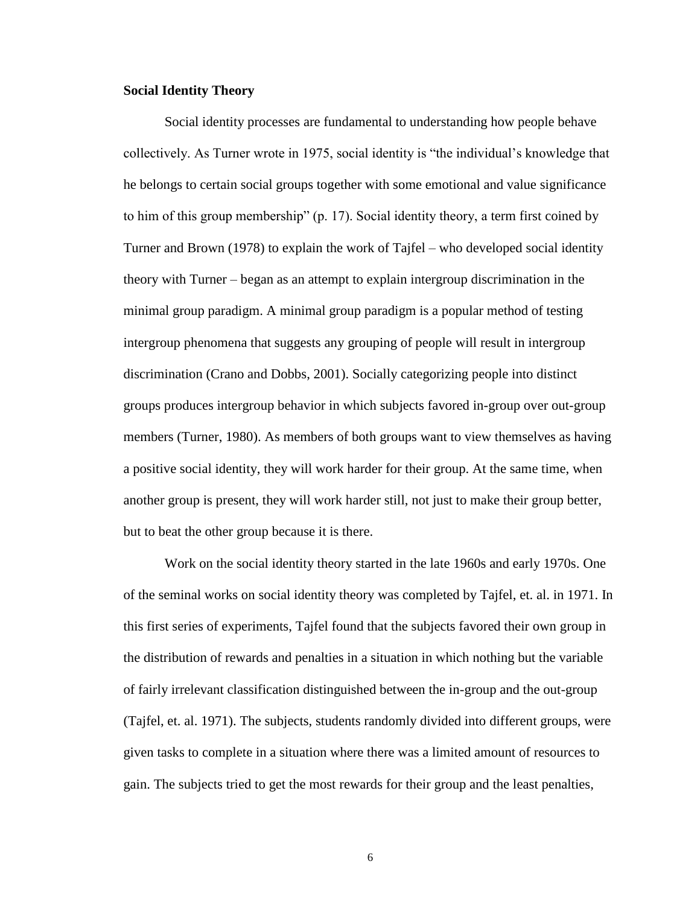**Social Identity Theory**

Social identity processes are fundamental to understanding how people behave collectively. As Turner wrote in 1975, social identity is "the individual's knowledge that he belongs to certain social groups together with some emotional and value significance to him of this group membership" (p. 17). Social identity theory, a term first coined by Turner and Brown (1978) to explain the work of Tajfel – who developed social identity theory with Turner – began as an attempt to explain intergroup discrimination in the minimal group paradigm. A minimal group paradigm is a popular method of testing intergroup phenomena that suggests any grouping of people will result in intergroup discrimination (Crano and Dobbs, 2001). Socially categorizing people into distinct groups produces intergroup behavior in which subjects favored in-group over out-group members (Turner, 1980). As members of both groups want to view themselves as having a positive social identity, they will work harder for their group. At the same time, when another group is present, they will work harder still, not just to make their group better, but to beat the other group because it is there.

Work on the social identity theory started in the late 1960s and early 1970s. One of the seminal works on social identity theory was completed by Tajfel, et. al. in 1971. In this first series of experiments, Tajfel found that the subjects favored their own group in the distribution of rewards and penalties in a situation in which nothing but the variable of fairly irrelevant classification distinguished between the in-group and the out-group (Tajfel, et. al. 1971). The subjects, students randomly divided into different groups, were given tasks to complete in a situation where there was a limited amount of resources to gain. The subjects tried to get the most rewards for their group and the least penalties,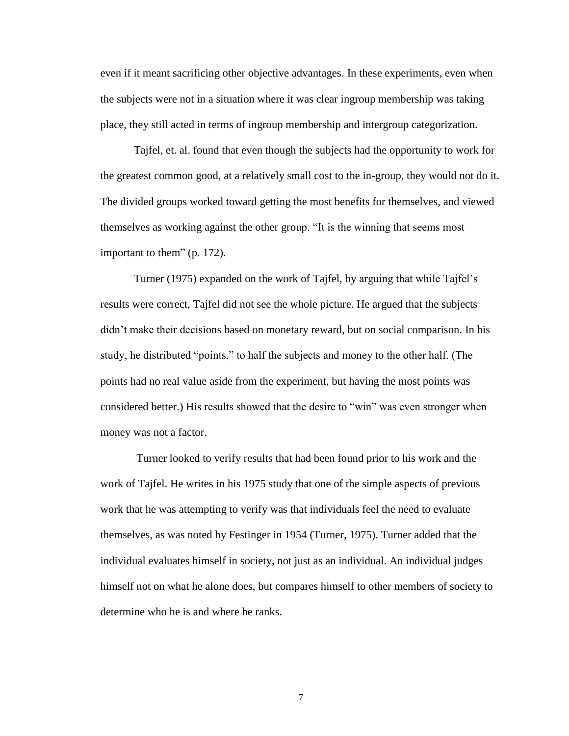even if it meant sacrificing other objective advantages. In these experiments, even when the subjects were not in a situation where it was clear ingroup membership was taking place, they still acted in terms of ingroup membership and intergroup categorization.

Tajfel, et. al. found that even though the subjects had the opportunity to work for the greatest common good, at a relatively small cost to the in-group, they would not do it. The divided groups worked toward getting the most benefits for themselves, and viewed themselves as working against the other group. "It is the winning that seems most important to them" (p. 172).

Turner (1975) expanded on the work of Tajfel, by arguing that while Tajfel's results were correct, Tajfel did not see the whole picture. He argued that the subjects didn't make their decisions based on monetary reward, but on social comparison. In his study, he distributed "points," to half the subjects and money to the other half. (The points had no real value aside from the experiment, but having the most points was considered better.) His results showed that the desire to "win" was even stronger when money was not a factor.

Turner looked to verify results that had been found prior to his work and the work of Tajfel. He writes in his 1975 study that one of the simple aspects of previous work that he was attempting to verify was that individuals feel the need to evaluate themselves, as was noted by Festinger in 1954 (Turner, 1975). Turner added that the individual evaluates himself in society, not just as an individual. An individual judges himself not on what he alone does, but compares himself to other members of society to determine who he is and where he ranks.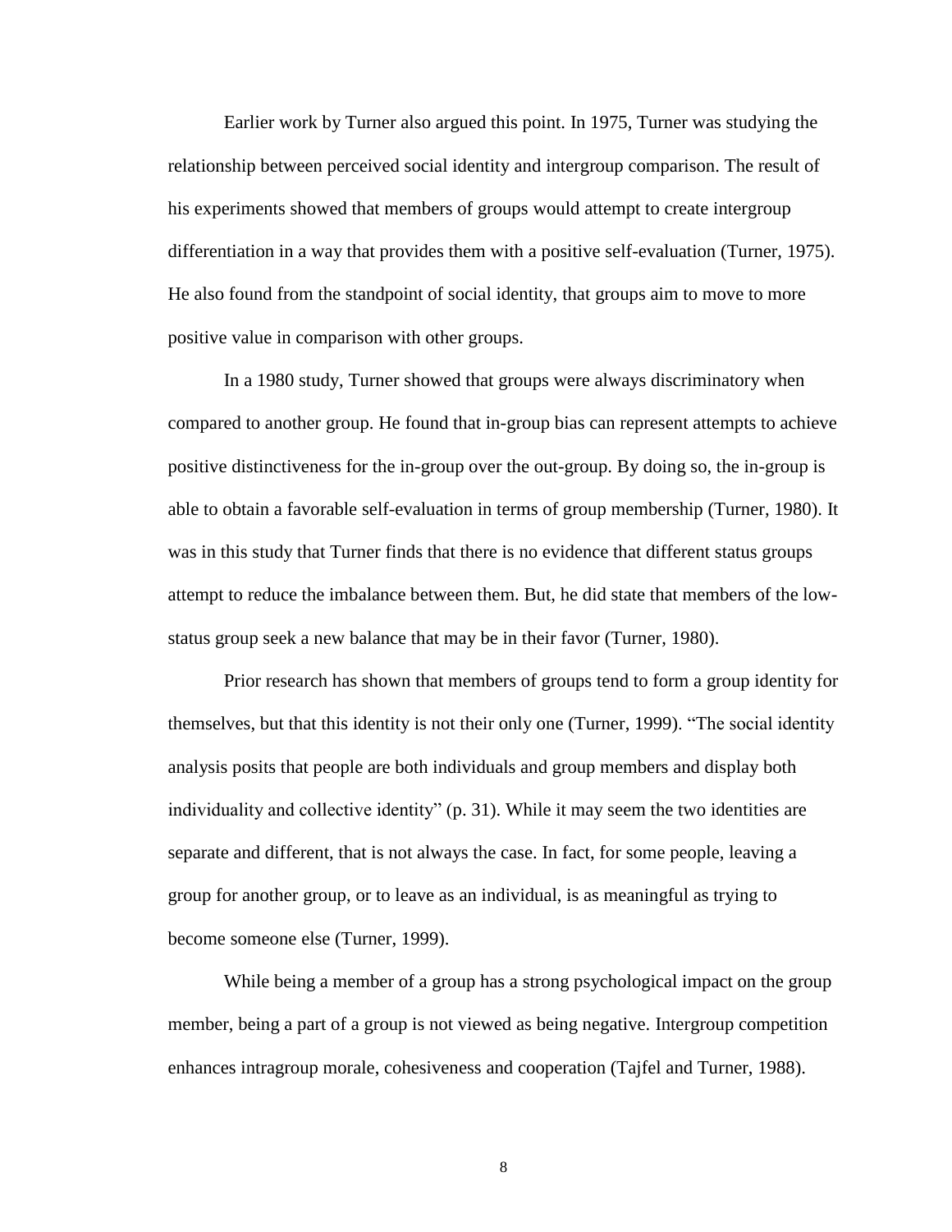Earlier work by Turner also argued this point. In 1975, Turner was studying the relationship between perceived social identity and intergroup comparison. The result of his experiments showed that members of groups would attempt to create intergroup differentiation in a way that provides them with a positive self-evaluation (Turner, 1975). He also found from the standpoint of social identity, that groups aim to move to more positive value in comparison with other groups.

In a 1980 study, Turner showed that groups were always discriminatory when compared to another group. He found that in-group bias can represent attempts to achieve positive distinctiveness for the in-group over the out-group. By doing so, the in-group is able to obtain a favorable self-evaluation in terms of group membership (Turner, 1980). It was in this study that Turner finds that there is no evidence that different status groups attempt to reduce the imbalance between them. But, he did state that members of the low-status group seek a new balance that may be in their favor (Turner, 1980).

Prior research has shown that members of groups tend to form a group identity for themselves, but that this identity is not their only one (Turner, 1999). "The social identity analysis posits that people are both individuals and group members and display both individuality and collective identity" (p. 31). While it may seem the two identities are separate and different, that is not always the case. In fact, for some people, leaving a group for another group, or to leave as an individual, is as meaningful as trying to become someone else (Turner, 1999).

While being a member of a group has a strong psychological impact on the group member, being a part of a group is not viewed as being negative. Intergroup competition enhances intragroup morale, cohesiveness and cooperation (Tajfel and Turner, 1988).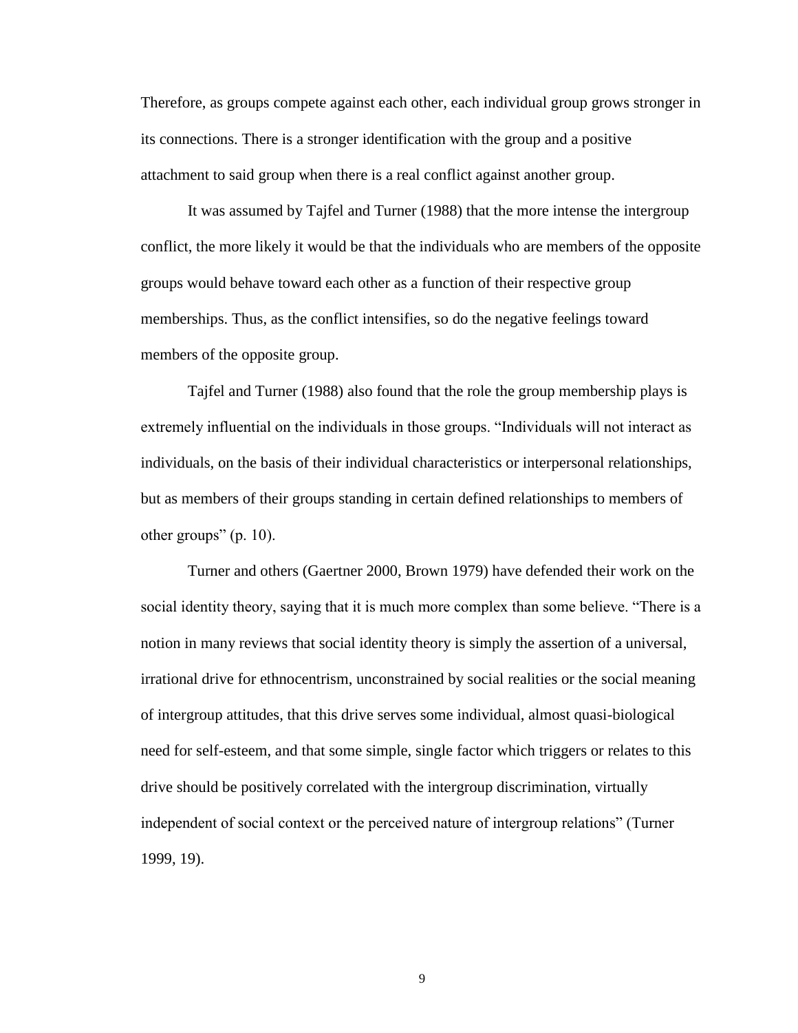Therefore, as groups compete against each other, each individual group grows stronger in its connections. There is a stronger identification with the group and a positive attachment to said group when there is a real conflict against another group.

It was assumed by Tajfel and Turner (1988) that the more intense the intergroup conflict, the more likely it would be that the individuals who are members of the opposite groups would behave toward each other as a function of their respective group memberships. Thus, as the conflict intensifies, so do the negative feelings toward members of the opposite group.

Tajfel and Turner (1988) also found that the role the group membership plays is extremely influential on the individuals in those groups. "Individuals will not interact as individuals, on the basis of their individual characteristics or interpersonal relationships, but as members of their groups standing in certain defined relationships to members of other groups" (p. 10).

Turner and others (Gaertner 2000, Brown 1979) have defended their work on the social identity theory, saying that it is much more complex than some believe. "There is a notion in many reviews that social identity theory is simply the assertion of a universal, irrational drive for ethnocentrism, unconstrained by social realities or the social meaning of intergroup attitudes, that this drive serves some individual, almost quasi-biological need for self-esteem, and that some simple, single factor which triggers or relates to this drive should be positively correlated with the intergroup discrimination, virtually independent of social context or the perceived nature of intergroup relations" (Turner 1999, 19).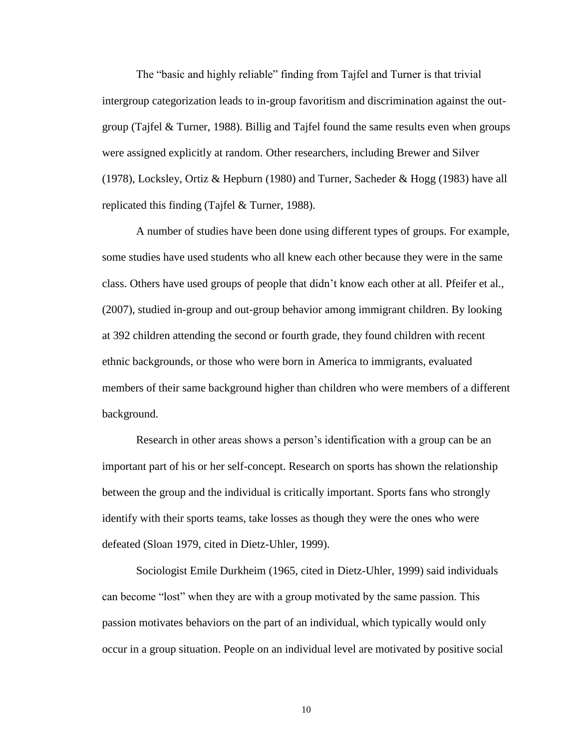The “basic and highly reliable” finding from Tajfel and Turner is that trivial intergroup categorization leads to in-group favoritism and discrimination against the out-group (Tajfel & Turner, 1988). Billig and Tajfel found the same results even when groups were assigned explicitly at random. Other researchers, including Brewer and Silver (1978), Locksley, Ortiz & Hepburn (1980) and Turner, Sacheder & Hogg (1983) have all replicated this finding (Tajfel & Turner, 1988).

A number of studies have been done using different types of groups. For example, some studies have used students who all knew each other because they were in the same class. Others have used groups of people that didn’t know each other at all. Pfeifer et al., (2007), studied in-group and out-group behavior among immigrant children. By looking at 392 children attending the second or fourth grade, they found children with recent ethnic backgrounds, or those who were born in America to immigrants, evaluated members of their same background higher than children who were members of a different background.

Research in other areas shows a person’s identification with a group can be an important part of his or her self-concept. Research on sports has shown the relationship between the group and the individual is critically important. Sports fans who strongly identify with their sports teams, take losses as though they were the ones who were defeated (Sloan 1979, cited in Dietz-Uhler, 1999).

Sociologist Emile Durkheim (1965, cited in Dietz-Uhler, 1999) said individuals can become “lost” when they are with a group motivated by the same passion. This passion motivates behaviors on the part of an individual, which typically would only occur in a group situation. People on an individual level are motivated by positive social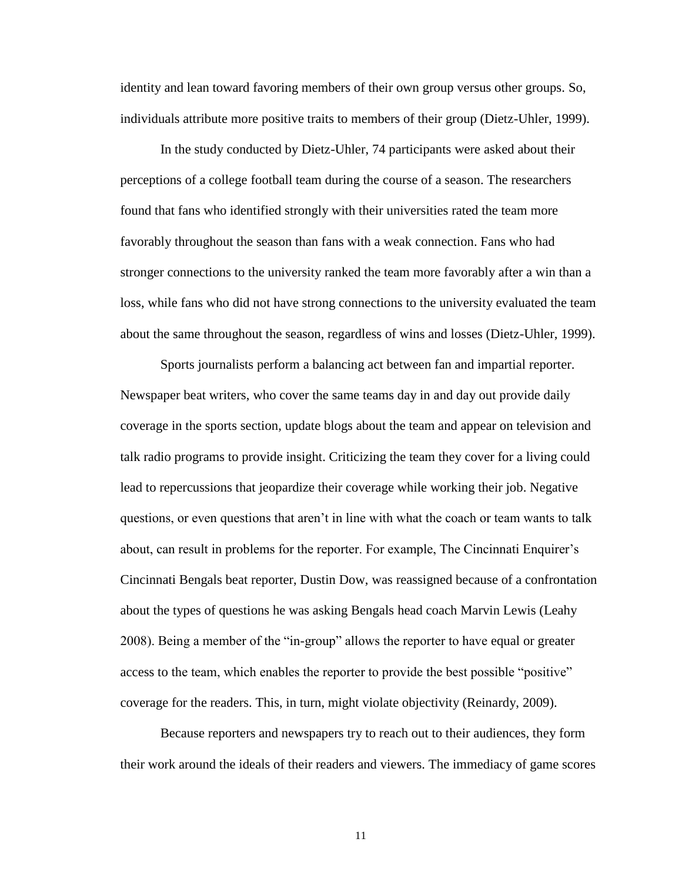identity and lean toward favoring members of their own group versus other groups. So, individuals attribute more positive traits to members of their group (Dietz-Uhler, 1999).

In the study conducted by Dietz-Uhler, 74 participants were asked about their perceptions of a college football team during the course of a season. The researchers found that fans who identified strongly with their universities rated the team more favorably throughout the season than fans with a weak connection. Fans who had stronger connections to the university ranked the team more favorably after a win than a loss, while fans who did not have strong connections to the university evaluated the team about the same throughout the season, regardless of wins and losses (Dietz-Uhler, 1999).

Sports journalists perform a balancing act between fan and impartial reporter. Newspaper beat writers, who cover the same teams day in and day out provide daily coverage in the sports section, update blogs about the team and appear on television and talk radio programs to provide insight. Criticizing the team they cover for a living could lead to repercussions that jeopardize their coverage while working their job. Negative questions, or even questions that aren't in line with what the coach or team wants to talk about, can result in problems for the reporter. For example, The Cincinnati Enquirer's Cincinnati Bengals beat reporter, Dustin Dow, was reassigned because of a confrontation about the types of questions he was asking Bengals head coach Marvin Lewis (Leahy 2008). Being a member of the "in-group" allows the reporter to have equal or greater access to the team, which enables the reporter to provide the best possible "positive" coverage for the readers. This, in turn, might violate objectivity (Reinardy, 2009).

Because reporters and newspapers try to reach out to their audiences, they form their work around the ideals of their readers and viewers. The immediacy of game scores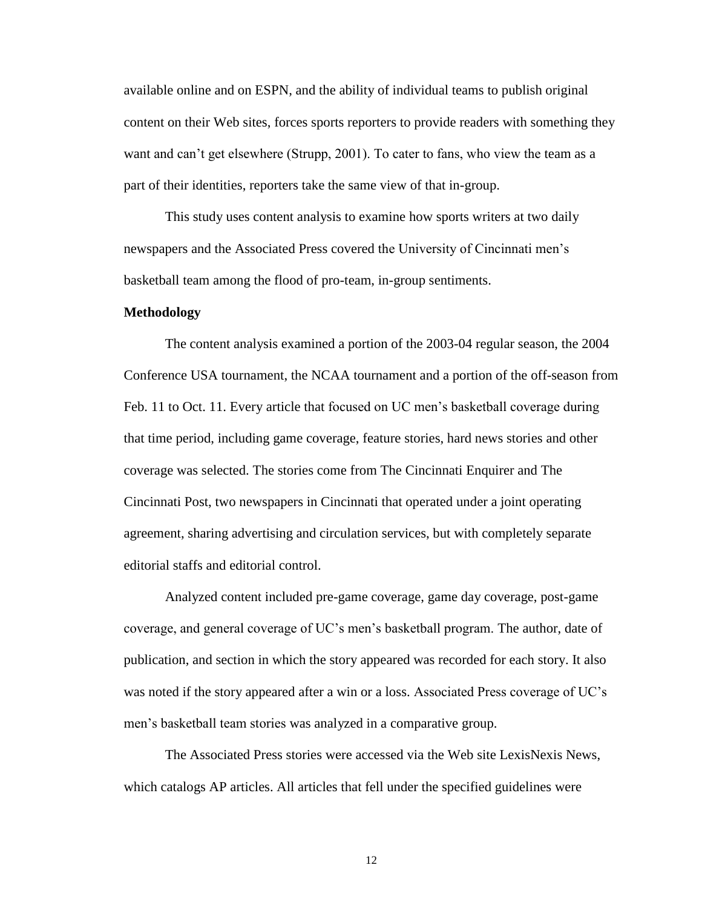available online and on ESPN, and the ability of individual teams to publish original content on their Web sites, forces sports reporters to provide readers with something they want and can't get elsewhere (Strupp, 2001). To cater to fans, who view the team as a part of their identities, reporters take the same view of that in-group.

This study uses content analysis to examine how sports writers at two daily newspapers and the Associated Press covered the University of Cincinnati men's basketball team among the flood of pro-team, in-group sentiments.

**Methodology**

The content analysis examined a portion of the 2003-04 regular season, the 2004 Conference USA tournament, the NCAA tournament and a portion of the off-season from Feb. 11 to Oct. 11. Every article that focused on UC men's basketball coverage during that time period, including game coverage, feature stories, hard news stories and other coverage was selected. The stories come from The Cincinnati Enquirer and The Cincinnati Post, two newspapers in Cincinnati that operated under a joint operating agreement, sharing advertising and circulation services, but with completely separate editorial staffs and editorial control.

Analyzed content included pre-game coverage, game day coverage, post-game coverage, and general coverage of UC's men's basketball program. The author, date of publication, and section in which the story appeared was recorded for each story. It also was noted if the story appeared after a win or a loss. Associated Press coverage of UC's men's basketball team stories was analyzed in a comparative group.

The Associated Press stories were accessed via the Web site LexisNexis News, which catalogs AP articles. All articles that fell under the specified guidelines were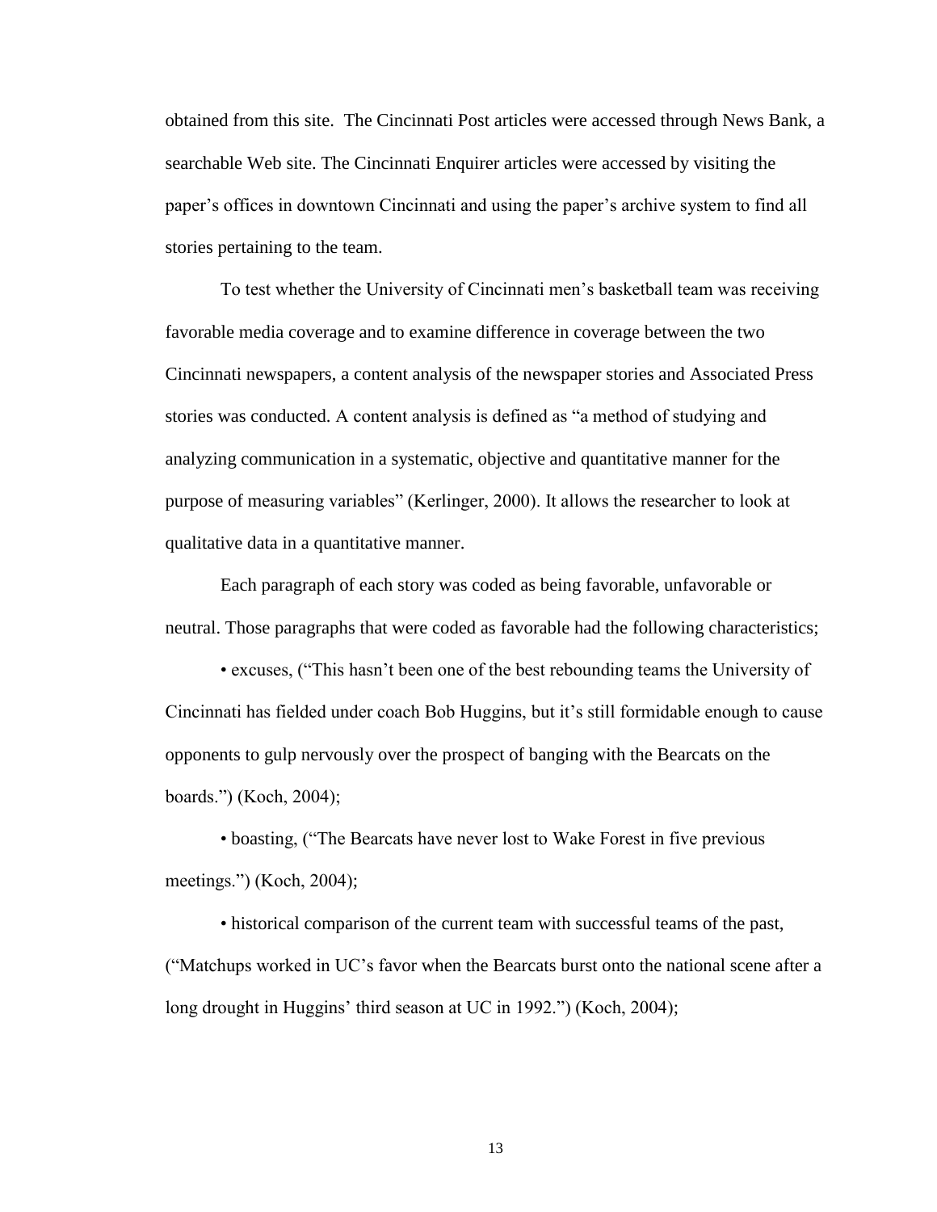obtained from this site. The Cincinnati Post articles were accessed through News Bank, a searchable Web site. The Cincinnati Enquirer articles were accessed by visiting the paper's offices in downtown Cincinnati and using the paper's archive system to find all stories pertaining to the team.

To test whether the University of Cincinnati men's basketball team was receiving favorable media coverage and to examine difference in coverage between the two Cincinnati newspapers, a content analysis of the newspaper stories and Associated Press stories was conducted. A content analysis is defined as "a method of studying and analyzing communication in a systematic, objective and quantitative manner for the purpose of measuring variables" (Kerlinger, 2000). It allows the researcher to look at qualitative data in a quantitative manner.

Each paragraph of each story was coded as being favorable, unfavorable or neutral. Those paragraphs that were coded as favorable had the following characteristics;

• excuses, ("This hasn't been one of the best rebounding teams the University of Cincinnati has fielded under coach Bob Huggins, but it's still formidable enough to cause opponents to gulp nervously over the prospect of banging with the Bearcats on the boards.") (Koch, 2004);

• boasting, ("The Bearcats have never lost to Wake Forest in five previous meetings.") (Koch, 2004);

• historical comparison of the current team with successful teams of the past, ("Matchups worked in UC's favor when the Bearcats burst onto the national scene after a long drought in Huggins' third season at UC in 1992.") (Koch, 2004);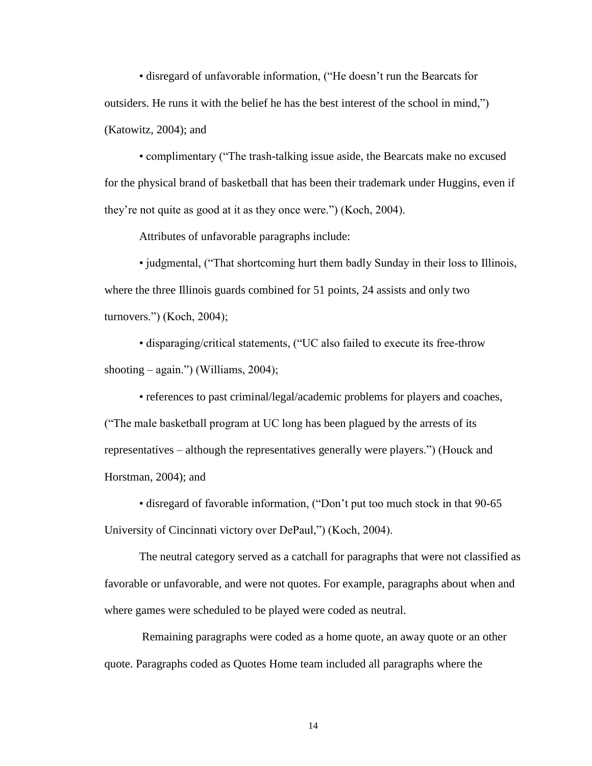• disregard of unfavorable information, (“He doesn’t run the Bearcats for outsiders. He runs it with the belief he has the best interest of the school in mind,”) (Katowitz, 2004); and

• complimentary (“The trash-talking issue aside, the Bearcats make no excused for the physical brand of basketball that has been their trademark under Huggins, even if they’re not quite as good at it as they once were.”) (Koch, 2004).

Attributes of unfavorable paragraphs include:

• judgmental, (“That shortcoming hurt them badly Sunday in their loss to Illinois, where the three Illinois guards combined for 51 points, 24 assists and only two turnovers.”) (Koch, 2004);

• disparaging/critical statements, (“UC also failed to execute its free-throw shooting – again.”) (Williams, 2004);

• references to past criminal/legal/academic problems for players and coaches, (“The male basketball program at UC long has been plagued by the arrests of its representatives – although the representatives generally were players.”) (Houck and Horstman, 2004); and

• disregard of favorable information, (“Don’t put too much stock in that 90-65 University of Cincinnati victory over DePaul,”) (Koch, 2004).

The neutral category served as a catchall for paragraphs that were not classified as favorable or unfavorable, and were not quotes. For example, paragraphs about when and where games were scheduled to be played were coded as neutral.

Remaining paragraphs were coded as a home quote, an away quote or an other quote. Paragraphs coded as Quotes Home team included all paragraphs where the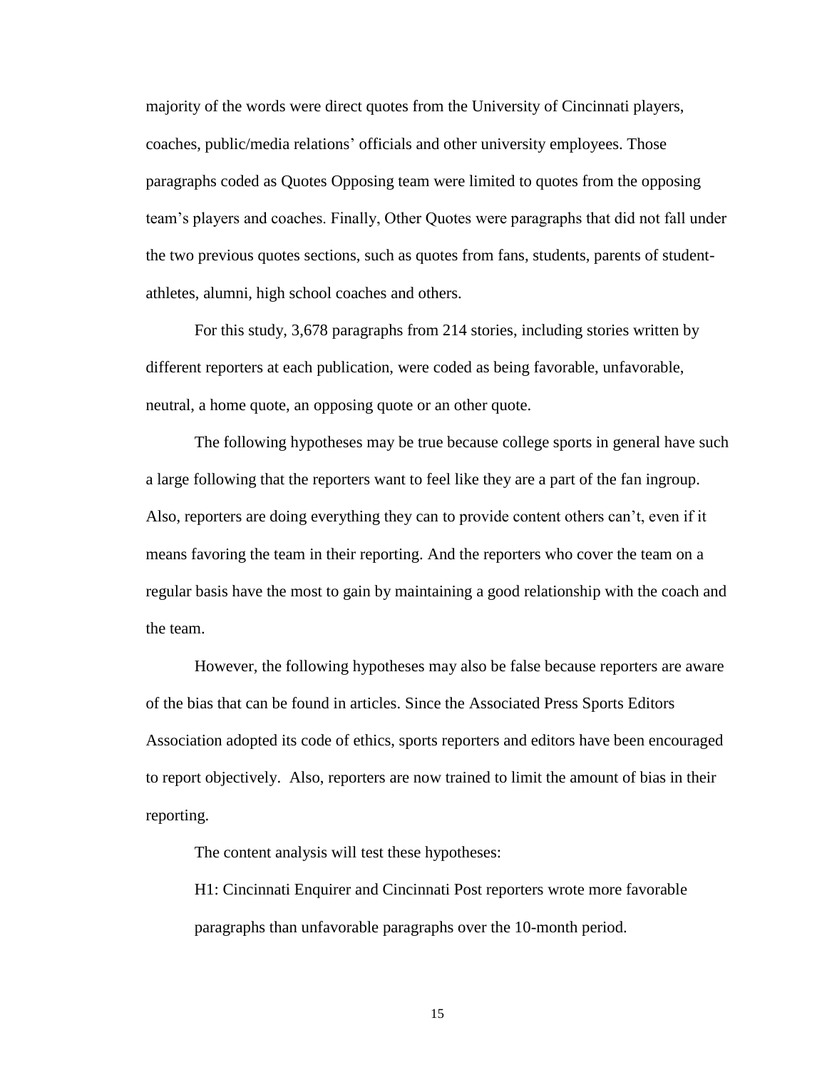majority of the words were direct quotes from the University of Cincinnati players, coaches, public/media relations' officials and other university employees. Those paragraphs coded as Quotes Opposing team were limited to quotes from the opposing team's players and coaches. Finally, Other Quotes were paragraphs that did not fall under the two previous quotes sections, such as quotes from fans, students, parents of student-athletes, alumni, high school coaches and others.

For this study, 3,678 paragraphs from 214 stories, including stories written by different reporters at each publication, were coded as being favorable, unfavorable, neutral, a home quote, an opposing quote or an other quote.

The following hypotheses may be true because college sports in general have such a large following that the reporters want to feel like they are a part of the fan ingroup. Also, reporters are doing everything they can to provide content others can't, even if it means favoring the team in their reporting. And the reporters who cover the team on a regular basis have the most to gain by maintaining a good relationship with the coach and the team.

However, the following hypotheses may also be false because reporters are aware of the bias that can be found in articles. Since the Associated Press Sports Editors Association adopted its code of ethics, sports reporters and editors have been encouraged to report objectively. Also, reporters are now trained to limit the amount of bias in their reporting.

The content analysis will test these hypotheses:

H1: Cincinnati Enquirer and Cincinnati Post reporters wrote more favorable paragraphs than unfavorable paragraphs over the 10-month period.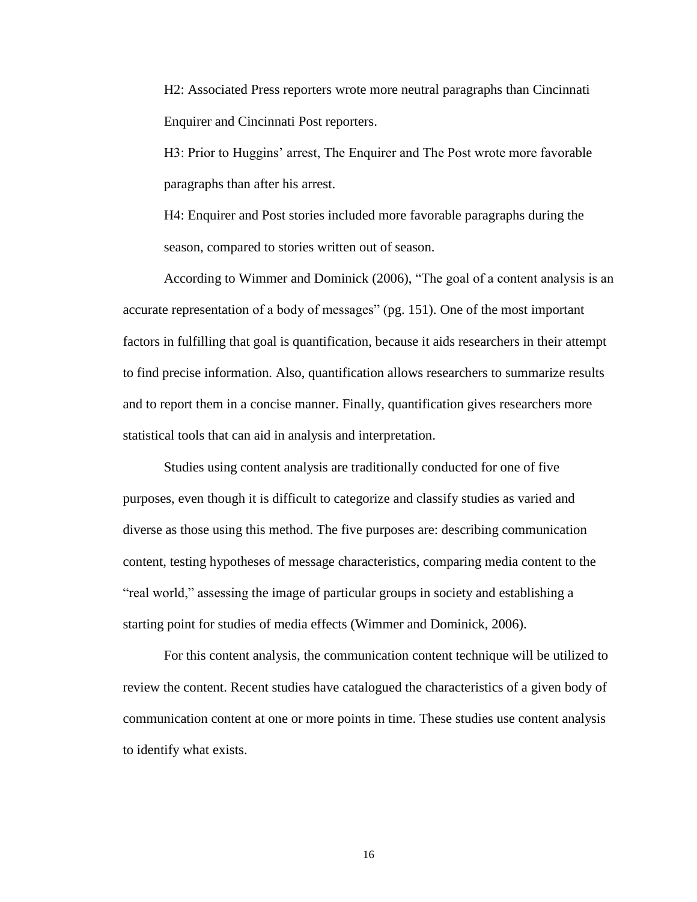H2: Associated Press reporters wrote more neutral paragraphs than Cincinnati Enquirer and Cincinnati Post reporters.

H3: Prior to Huggins' arrest, The Enquirer and The Post wrote more favorable paragraphs than after his arrest.

H4: Enquirer and Post stories included more favorable paragraphs during the season, compared to stories written out of season.

According to Wimmer and Dominick (2006), "The goal of a content analysis is an accurate representation of a body of messages" (pg. 151). One of the most important factors in fulfilling that goal is quantification, because it aids researchers in their attempt to find precise information. Also, quantification allows researchers to summarize results and to report them in a concise manner. Finally, quantification gives researchers more statistical tools that can aid in analysis and interpretation.

Studies using content analysis are traditionally conducted for one of five purposes, even though it is difficult to categorize and classify studies as varied and diverse as those using this method. The five purposes are: describing communication content, testing hypotheses of message characteristics, comparing media content to the "real world," assessing the image of particular groups in society and establishing a starting point for studies of media effects (Wimmer and Dominick, 2006).

For this content analysis, the communication content technique will be utilized to review the content. Recent studies have catalogued the characteristics of a given body of communication content at one or more points in time. These studies use content analysis to identify what exists.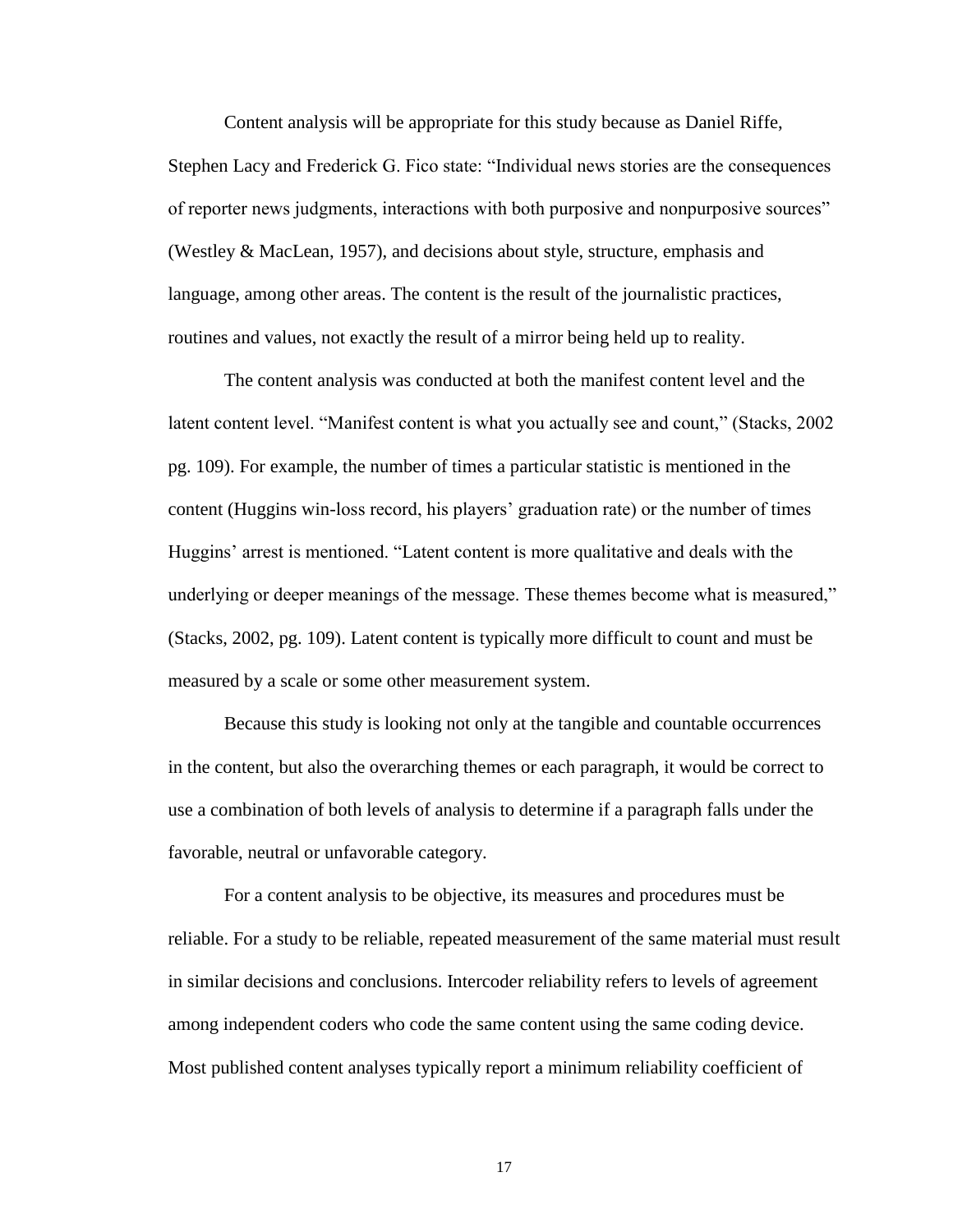Content analysis will be appropriate for this study because as Daniel Riffe, Stephen Lacy and Frederick G. Fico state: "Individual news stories are the consequences of reporter news judgments, interactions with both purposive and nonpurposive sources" (Westley & MacLean, 1957), and decisions about style, structure, emphasis and language, among other areas. The content is the result of the journalistic practices, routines and values, not exactly the result of a mirror being held up to reality.

The content analysis was conducted at both the manifest content level and the latent content level. "Manifest content is what you actually see and count," (Stacks, 2002 pg. 109). For example, the number of times a particular statistic is mentioned in the content (Huggins win-loss record, his players' graduation rate) or the number of times Huggins' arrest is mentioned. "Latent content is more qualitative and deals with the underlying or deeper meanings of the message. These themes become what is measured," (Stacks, 2002, pg. 109). Latent content is typically more difficult to count and must be measured by a scale or some other measurement system.

Because this study is looking not only at the tangible and countable occurrences in the content, but also the overarching themes or each paragraph, it would be correct to use a combination of both levels of analysis to determine if a paragraph falls under the favorable, neutral or unfavorable category.

For a content analysis to be objective, its measures and procedures must be reliable. For a study to be reliable, repeated measurement of the same material must result in similar decisions and conclusions. Intercoder reliability refers to levels of agreement among independent coders who code the same content using the same coding device. Most published content analyses typically report a minimum reliability coefficient of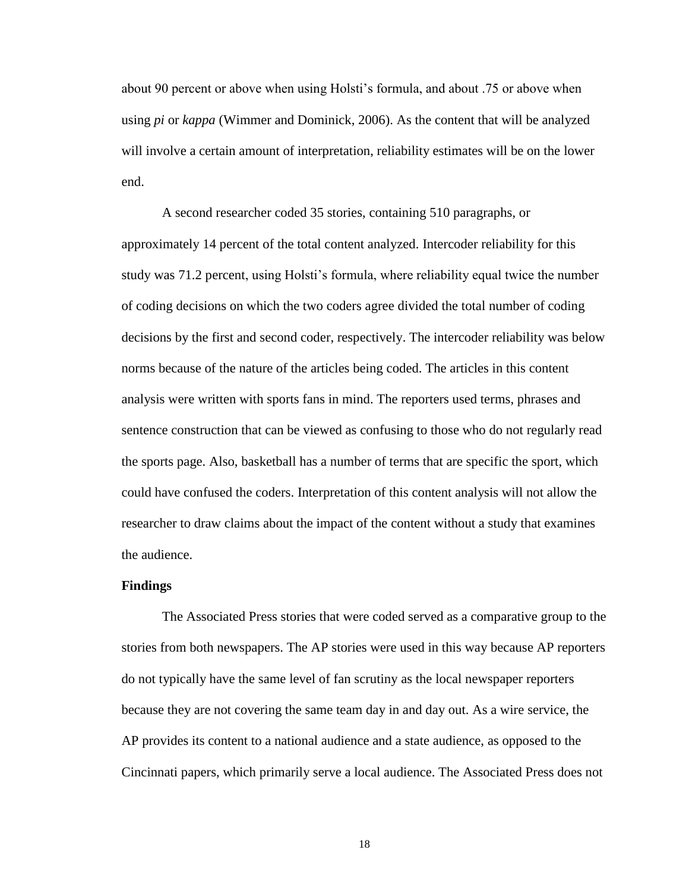about 90 percent or above when using Holsti's formula, and about .75 or above when using *pi* or *kappa* (Wimmer and Dominick, 2006). As the content that will be analyzed will involve a certain amount of interpretation, reliability estimates will be on the lower end.

A second researcher coded 35 stories, containing 510 paragraphs, or approximately 14 percent of the total content analyzed. Intercoder reliability for this study was 71.2 percent, using Holsti's formula, where reliability equal twice the number of coding decisions on which the two coders agree divided the total number of coding decisions by the first and second coder, respectively. The intercoder reliability was below norms because of the nature of the articles being coded. The articles in this content analysis were written with sports fans in mind. The reporters used terms, phrases and sentence construction that can be viewed as confusing to those who do not regularly read the sports page. Also, basketball has a number of terms that are specific the sport, which could have confused the coders. Interpretation of this content analysis will not allow the researcher to draw claims about the impact of the content without a study that examines the audience.

**Findings**

The Associated Press stories that were coded served as a comparative group to the stories from both newspapers. The AP stories were used in this way because AP reporters do not typically have the same level of fan scrutiny as the local newspaper reporters because they are not covering the same team day in and day out. As a wire service, the AP provides its content to a national audience and a state audience, as opposed to the Cincinnati papers, which primarily serve a local audience. The Associated Press does not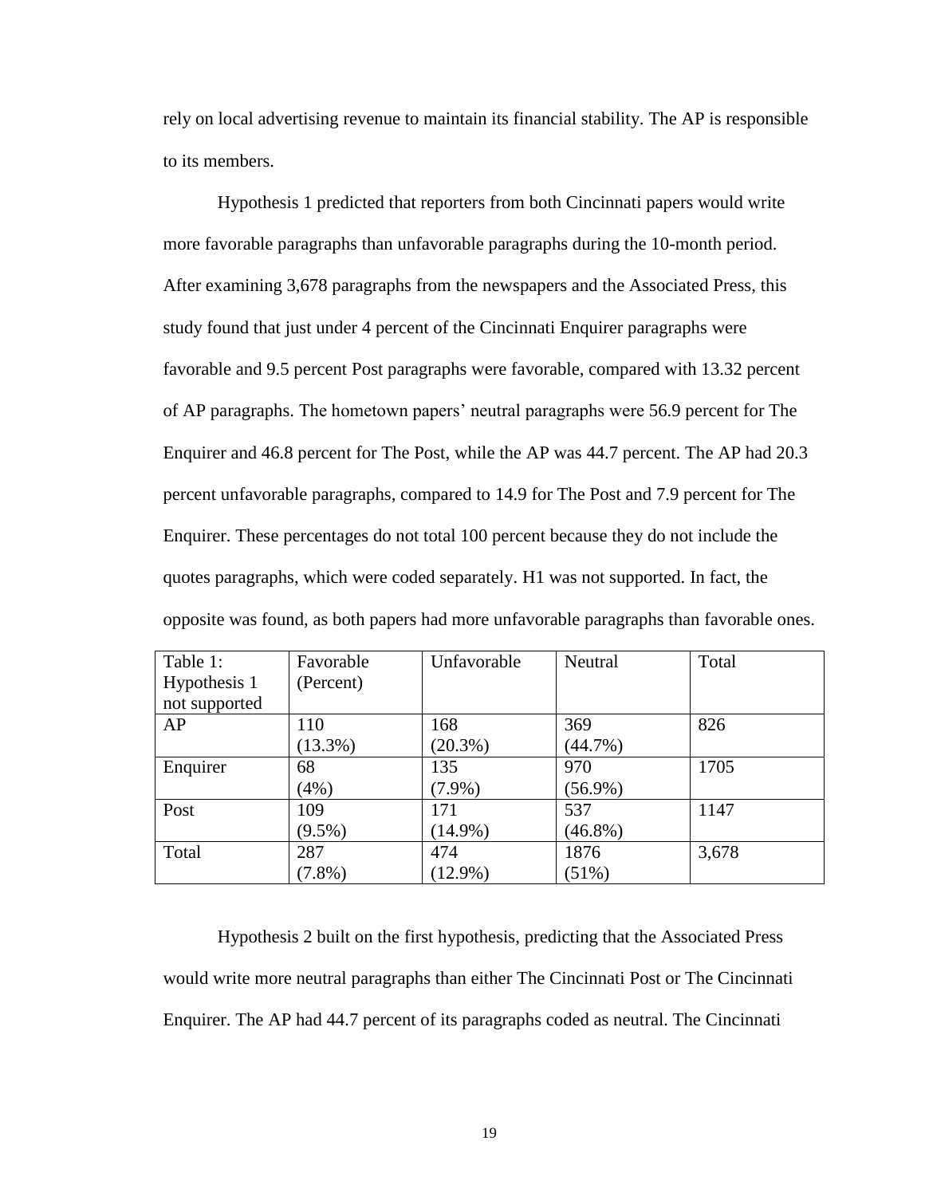rely on local advertising revenue to maintain its financial stability. The AP is responsible to its members.

Hypothesis 1 predicted that reporters from both Cincinnati papers would write more favorable paragraphs than unfavorable paragraphs during the 10-month period. After examining 3,678 paragraphs from the newspapers and the Associated Press, this study found that just under 4 percent of the Cincinnati Enquirer paragraphs were favorable and 9.5 percent Post paragraphs were favorable, compared with 13.32 percent of AP paragraphs. The hometown papers' neutral paragraphs were 56.9 percent for The Enquirer and 46.8 percent for The Post, while the AP was 44.7 percent. The AP had 20.3 percent unfavorable paragraphs, compared to 14.9 for The Post and 7.9 percent for The Enquirer. These percentages do not total 100 percent because they do not include the quotes paragraphs, which were coded separately. H1 was not supported. In fact, the opposite was found, as both papers had more unfavorable paragraphs than favorable ones.

| Table 1: Hypothesis 1 not supported | Favorable (Percent) | Unfavorable | Neutral | Total |
|---|---|---|---|---|
| AP | 110 (13.3%) | 168 (20.3%) | 369 (44.7%) | 826 |
| Enquirer | 68 (4%) | 135 (7.9%) | 970 (56.9%) | 1705 |
| Post | 109 (9.5%) | 171 (14.9%) | 537 (46.8%) | 1147 |
| Total | 287 (7.8%) | 474 (12.9%) | 1876 (51%) | 3,678 |

Hypothesis 2 built on the first hypothesis, predicting that the Associated Press would write more neutral paragraphs than either The Cincinnati Post or The Cincinnati Enquirer. The AP had 44.7 percent of its paragraphs coded as neutral. The Cincinnati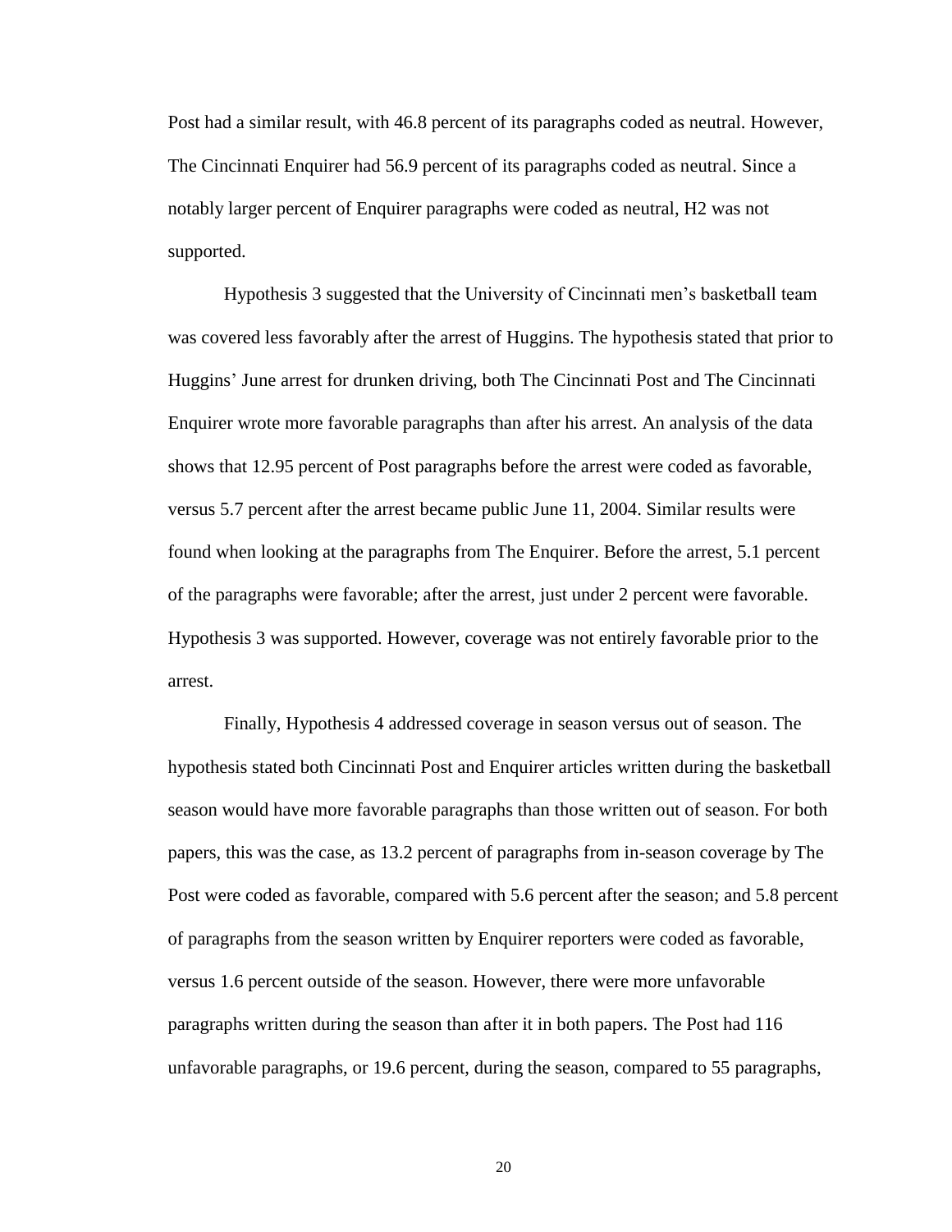Post had a similar result, with 46.8 percent of its paragraphs coded as neutral. However, The Cincinnati Enquirer had 56.9 percent of its paragraphs coded as neutral. Since a notably larger percent of Enquirer paragraphs were coded as neutral, H2 was not supported.

Hypothesis 3 suggested that the University of Cincinnati men's basketball team was covered less favorably after the arrest of Huggins. The hypothesis stated that prior to Huggins' June arrest for drunken driving, both The Cincinnati Post and The Cincinnati Enquirer wrote more favorable paragraphs than after his arrest. An analysis of the data shows that 12.95 percent of Post paragraphs before the arrest were coded as favorable, versus 5.7 percent after the arrest became public June 11, 2004. Similar results were found when looking at the paragraphs from The Enquirer. Before the arrest, 5.1 percent of the paragraphs were favorable; after the arrest, just under 2 percent were favorable. Hypothesis 3 was supported. However, coverage was not entirely favorable prior to the arrest.

Finally, Hypothesis 4 addressed coverage in season versus out of season. The hypothesis stated both Cincinnati Post and Enquirer articles written during the basketball season would have more favorable paragraphs than those written out of season. For both papers, this was the case, as 13.2 percent of paragraphs from in-season coverage by The Post were coded as favorable, compared with 5.6 percent after the season; and 5.8 percent of paragraphs from the season written by Enquirer reporters were coded as favorable, versus 1.6 percent outside of the season. However, there were more unfavorable paragraphs written during the season than after it in both papers. The Post had 116 unfavorable paragraphs, or 19.6 percent, during the season, compared to 55 paragraphs,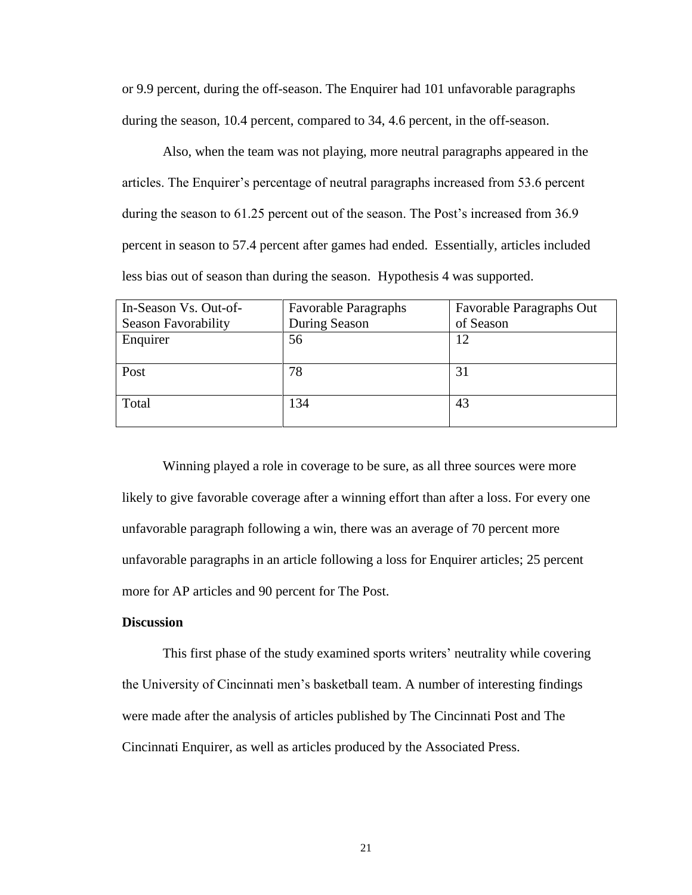or 9.9 percent, during the off-season. The Enquirer had 101 unfavorable paragraphs during the season, 10.4 percent, compared to 34, 4.6 percent, in the off-season.

Also, when the team was not playing, more neutral paragraphs appeared in the articles. The Enquirer's percentage of neutral paragraphs increased from 53.6 percent during the season to 61.25 percent out of the season. The Post's increased from 36.9 percent in season to 57.4 percent after games had ended. Essentially, articles included less bias out of season than during the season. Hypothesis 4 was supported.

| In-Season Vs. Out-of-Season Favorability | Favorable Paragraphs During Season | Favorable Paragraphs Out of Season |
|---|---|---|
| Enquirer | 56 | 12 |
| Post | 78 | 31 |
| Total | 134 | 43 |

Winning played a role in coverage to be sure, as all three sources were more likely to give favorable coverage after a winning effort than after a loss. For every one unfavorable paragraph following a win, there was an average of 70 percent more unfavorable paragraphs in an article following a loss for Enquirer articles; 25 percent more for AP articles and 90 percent for The Post.

**Discussion**

This first phase of the study examined sports writers' neutrality while covering the University of Cincinnati men's basketball team. A number of interesting findings were made after the analysis of articles published by The Cincinnati Post and The Cincinnati Enquirer, as well as articles produced by the Associated Press.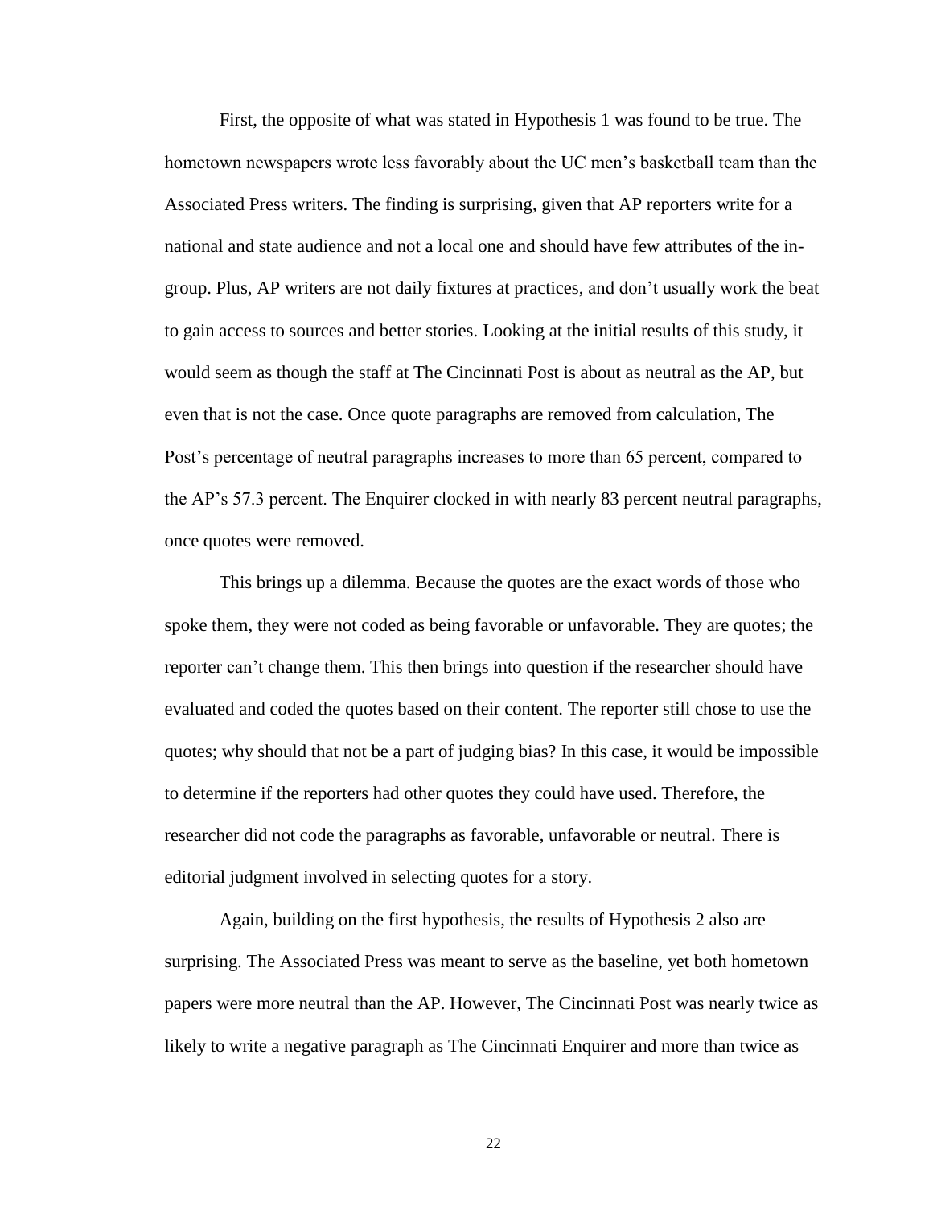First, the opposite of what was stated in Hypothesis 1 was found to be true. The hometown newspapers wrote less favorably about the UC men's basketball team than the Associated Press writers. The finding is surprising, given that AP reporters write for a national and state audience and not a local one and should have few attributes of the in-group. Plus, AP writers are not daily fixtures at practices, and don't usually work the beat to gain access to sources and better stories. Looking at the initial results of this study, it would seem as though the staff at The Cincinnati Post is about as neutral as the AP, but even that is not the case. Once quote paragraphs are removed from calculation, The Post's percentage of neutral paragraphs increases to more than 65 percent, compared to the AP's 57.3 percent. The Enquirer clocked in with nearly 83 percent neutral paragraphs, once quotes were removed.

This brings up a dilemma. Because the quotes are the exact words of those who spoke them, they were not coded as being favorable or unfavorable. They are quotes; the reporter can't change them. This then brings into question if the researcher should have evaluated and coded the quotes based on their content. The reporter still chose to use the quotes; why should that not be a part of judging bias? In this case, it would be impossible to determine if the reporters had other quotes they could have used. Therefore, the researcher did not code the paragraphs as favorable, unfavorable or neutral. There is editorial judgment involved in selecting quotes for a story.

Again, building on the first hypothesis, the results of Hypothesis 2 also are surprising. The Associated Press was meant to serve as the baseline, yet both hometown papers were more neutral than the AP. However, The Cincinnati Post was nearly twice as likely to write a negative paragraph as The Cincinnati Enquirer and more than twice as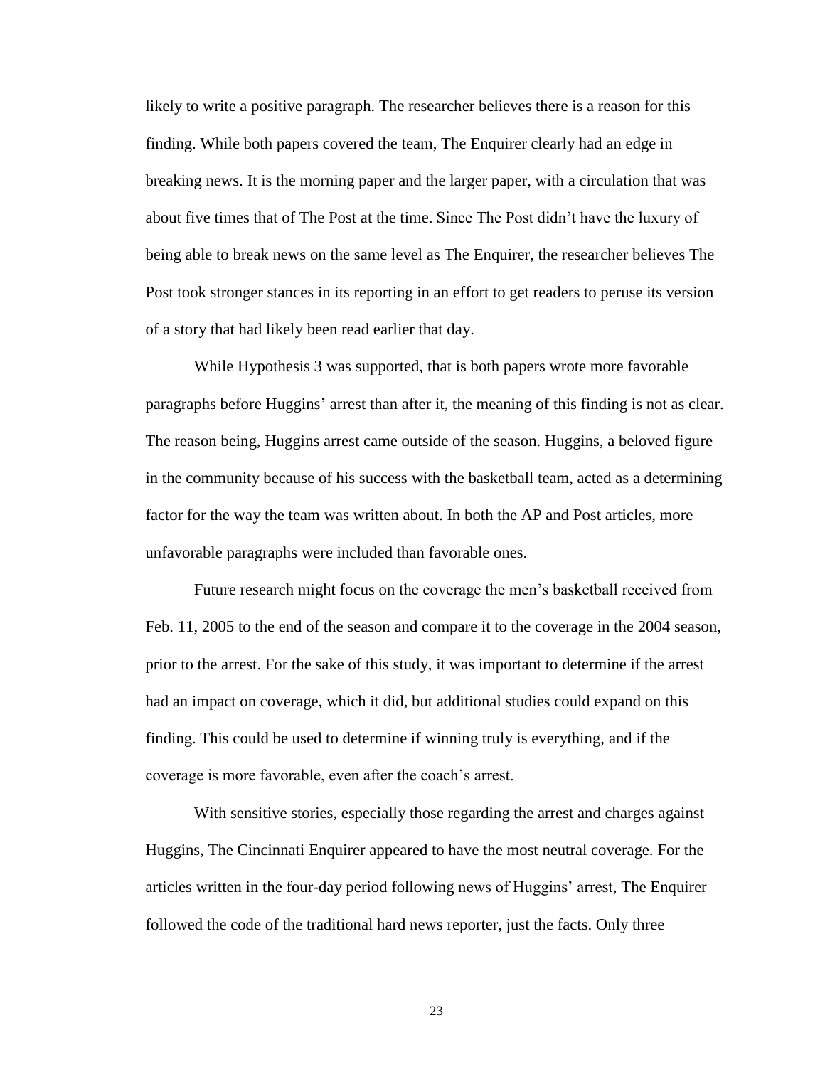likely to write a positive paragraph. The researcher believes there is a reason for this finding. While both papers covered the team, The Enquirer clearly had an edge in breaking news. It is the morning paper and the larger paper, with a circulation that was about five times that of The Post at the time. Since The Post didn't have the luxury of being able to break news on the same level as The Enquirer, the researcher believes The Post took stronger stances in its reporting in an effort to get readers to peruse its version of a story that had likely been read earlier that day.

While Hypothesis 3 was supported, that is both papers wrote more favorable paragraphs before Huggins' arrest than after it, the meaning of this finding is not as clear. The reason being, Huggins arrest came outside of the season. Huggins, a beloved figure in the community because of his success with the basketball team, acted as a determining factor for the way the team was written about. In both the AP and Post articles, more unfavorable paragraphs were included than favorable ones.

Future research might focus on the coverage the men's basketball received from Feb. 11, 2005 to the end of the season and compare it to the coverage in the 2004 season, prior to the arrest. For the sake of this study, it was important to determine if the arrest had an impact on coverage, which it did, but additional studies could expand on this finding. This could be used to determine if winning truly is everything, and if the coverage is more favorable, even after the coach's arrest.

With sensitive stories, especially those regarding the arrest and charges against Huggins, The Cincinnati Enquirer appeared to have the most neutral coverage. For the articles written in the four-day period following news of Huggins' arrest, The Enquirer followed the code of the traditional hard news reporter, just the facts. Only three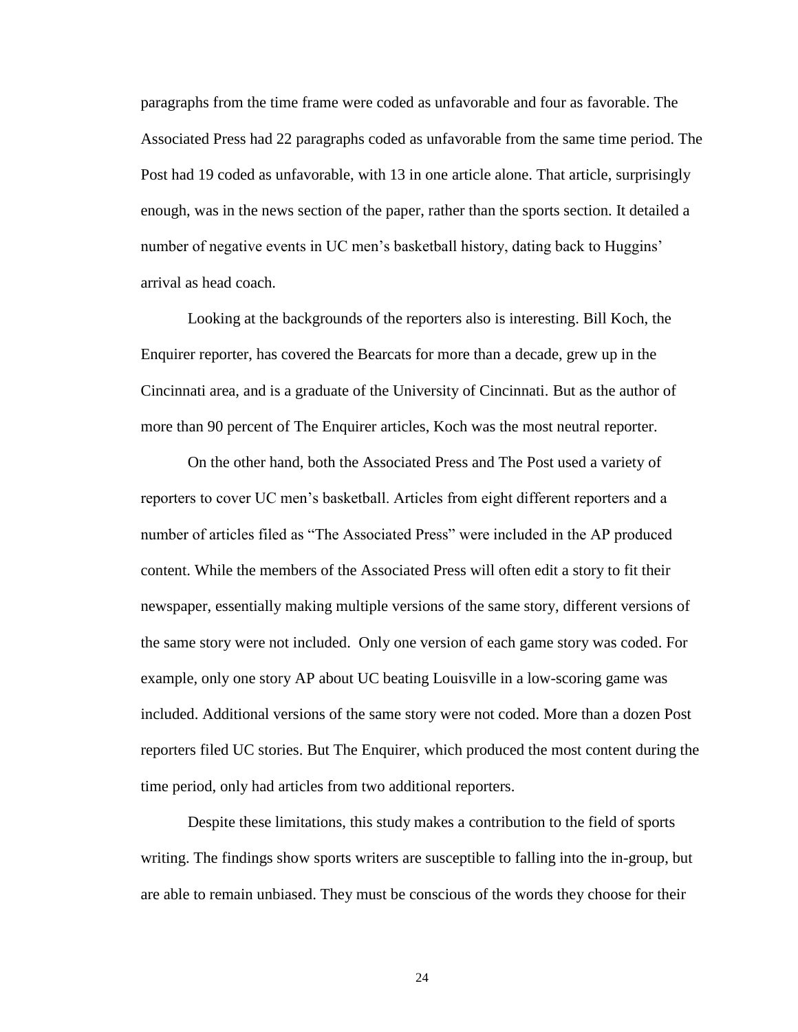paragraphs from the time frame were coded as unfavorable and four as favorable. The Associated Press had 22 paragraphs coded as unfavorable from the same time period. The Post had 19 coded as unfavorable, with 13 in one article alone. That article, surprisingly enough, was in the news section of the paper, rather than the sports section. It detailed a number of negative events in UC men's basketball history, dating back to Huggins' arrival as head coach.

Looking at the backgrounds of the reporters also is interesting. Bill Koch, the Enquirer reporter, has covered the Bearcats for more than a decade, grew up in the Cincinnati area, and is a graduate of the University of Cincinnati. But as the author of more than 90 percent of The Enquirer articles, Koch was the most neutral reporter.

On the other hand, both the Associated Press and The Post used a variety of reporters to cover UC men's basketball. Articles from eight different reporters and a number of articles filed as "The Associated Press" were included in the AP produced content. While the members of the Associated Press will often edit a story to fit their newspaper, essentially making multiple versions of the same story, different versions of the same story were not included. Only one version of each game story was coded. For example, only one story AP about UC beating Louisville in a low-scoring game was included. Additional versions of the same story were not coded. More than a dozen Post reporters filed UC stories. But The Enquirer, which produced the most content during the time period, only had articles from two additional reporters.

Despite these limitations, this study makes a contribution to the field of sports writing. The findings show sports writers are susceptible to falling into the in-group, but are able to remain unbiased. They must be conscious of the words they choose for their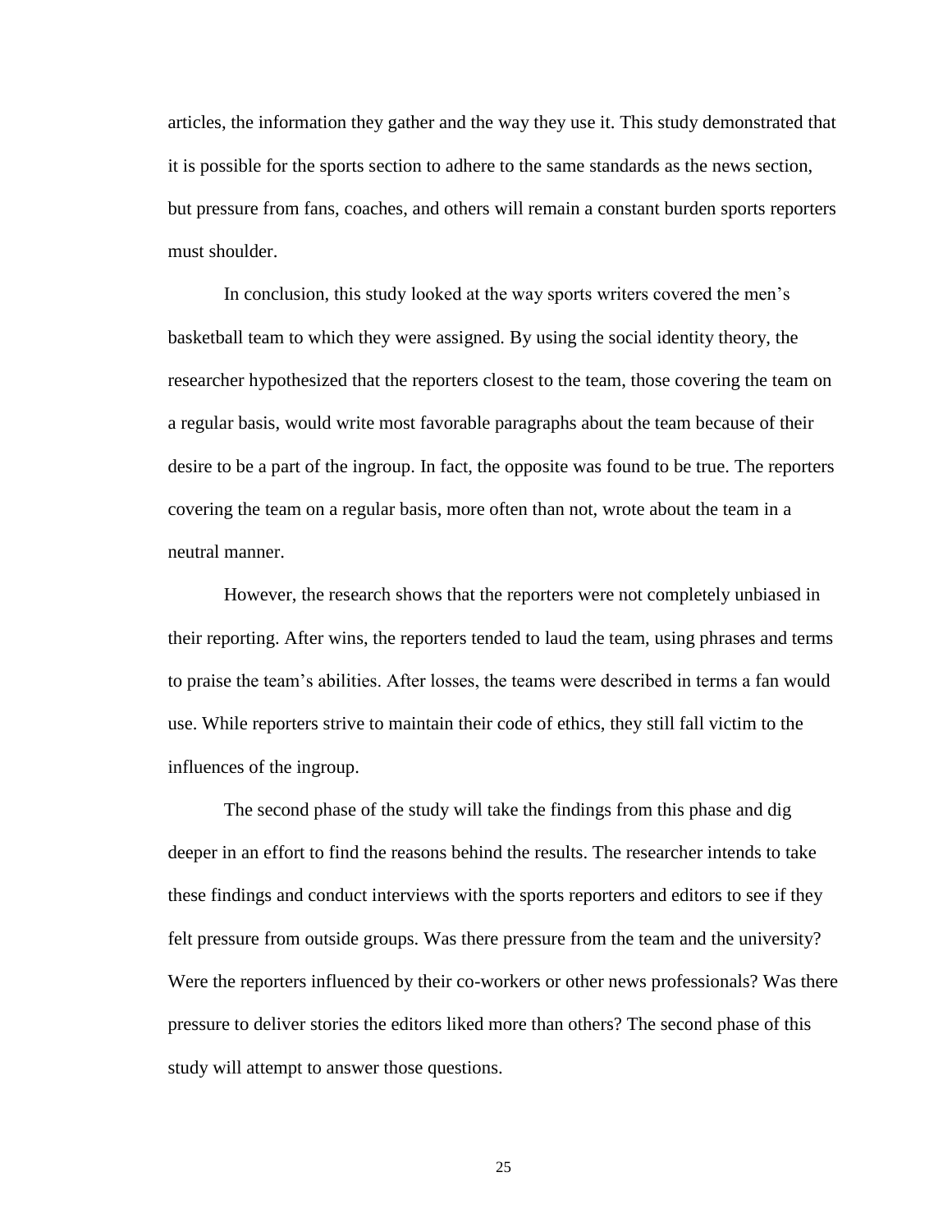articles, the information they gather and the way they use it. This study demonstrated that it is possible for the sports section to adhere to the same standards as the news section, but pressure from fans, coaches, and others will remain a constant burden sports reporters must shoulder.

In conclusion, this study looked at the way sports writers covered the men's basketball team to which they were assigned. By using the social identity theory, the researcher hypothesized that the reporters closest to the team, those covering the team on a regular basis, would write most favorable paragraphs about the team because of their desire to be a part of the ingroup. In fact, the opposite was found to be true. The reporters covering the team on a regular basis, more often than not, wrote about the team in a neutral manner.

However, the research shows that the reporters were not completely unbiased in their reporting. After wins, the reporters tended to laud the team, using phrases and terms to praise the team's abilities. After losses, the teams were described in terms a fan would use. While reporters strive to maintain their code of ethics, they still fall victim to the influences of the ingroup.

The second phase of the study will take the findings from this phase and dig deeper in an effort to find the reasons behind the results. The researcher intends to take these findings and conduct interviews with the sports reporters and editors to see if they felt pressure from outside groups. Was there pressure from the team and the university? Were the reporters influenced by their co-workers or other news professionals? Was there pressure to deliver stories the editors liked more than others? The second phase of this study will attempt to answer those questions.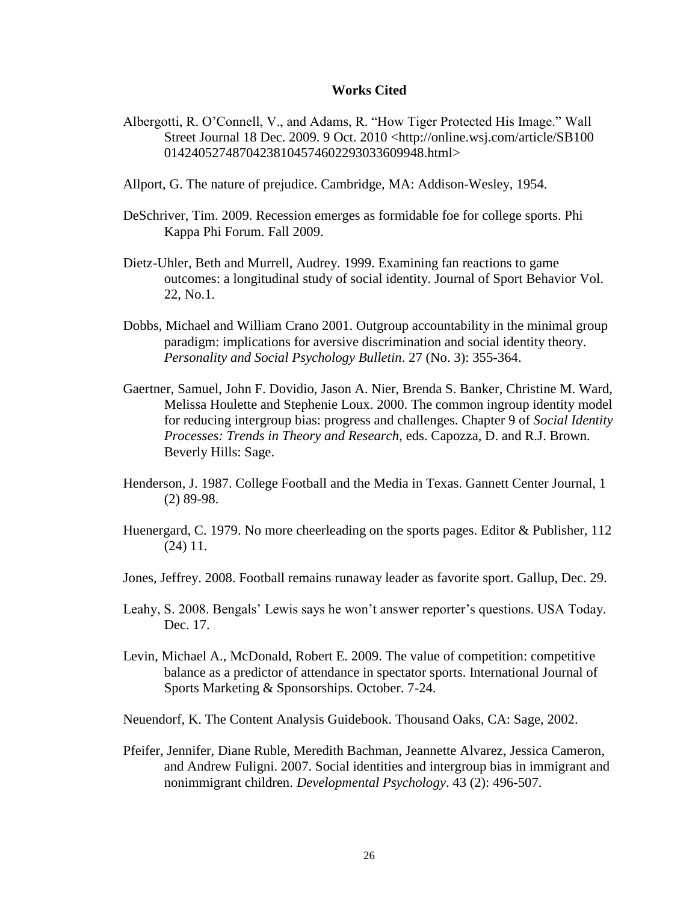## Works Cited

Albergotti, R. O'Connell, V., and Adams, R. "How Tiger Protected His Image." Wall Street Journal 18 Dec. 2009. 9 Oct. 2010 <http://online.wsj.com/article/SB10001424052748704238104574602293033609948.html>

Allport, G. The nature of prejudice. Cambridge, MA: Addison-Wesley, 1954.

DeSchriver, Tim. 2009. Recession emerges as formidable foe for college sports. Phi Kappa Phi Forum. Fall 2009.

Dietz-Uhler, Beth and Murrell, Audrey. 1999. Examining fan reactions to game outcomes: a longitudinal study of social identity. Journal of Sport Behavior Vol. 22, No.1.

Dobbs, Michael and William Crano 2001. Outgroup accountability in the minimal group paradigm: implications for aversive discrimination and social identity theory. *Personality and Social Psychology Bulletin*. 27 (No. 3): 355-364.

Gaertner, Samuel, John F. Dovidio, Jason A. Nier, Brenda S. Banker, Christine M. Ward, Melissa Houlette and Stephenie Loux. 2000. The common ingroup identity model for reducing intergroup bias: progress and challenges. Chapter 9 of *Social Identity Processes: Trends in Theory and Research*, eds. Capozza, D. and R.J. Brown. Beverly Hills: Sage.

Henderson, J. 1987. College Football and the Media in Texas. Gannett Center Journal, 1 (2) 89-98.

Huenergard, C. 1979. No more cheerleading on the sports pages. Editor & Publisher, 112 (24) 11.

Jones, Jeffrey. 2008. Football remains runaway leader as favorite sport. Gallup, Dec. 29.

Leahy, S. 2008. Bengals' Lewis says he won't answer reporter's questions. USA Today. Dec. 17.

Levin, Michael A., McDonald, Robert E. 2009. The value of competition: competitive balance as a predictor of attendance in spectator sports. International Journal of Sports Marketing & Sponsorships. October. 7-24.

Neuendorf, K. The Content Analysis Guidebook. Thousand Oaks, CA: Sage, 2002.

Pfeifer, Jennifer, Diane Ruble, Meredith Bachman, Jeannette Alvarez, Jessica Cameron, and Andrew Fuligni. 2007. Social identities and intergroup bias in immigrant and nonimmigrant children. *Developmental Psychology*. 43 (2): 496-507.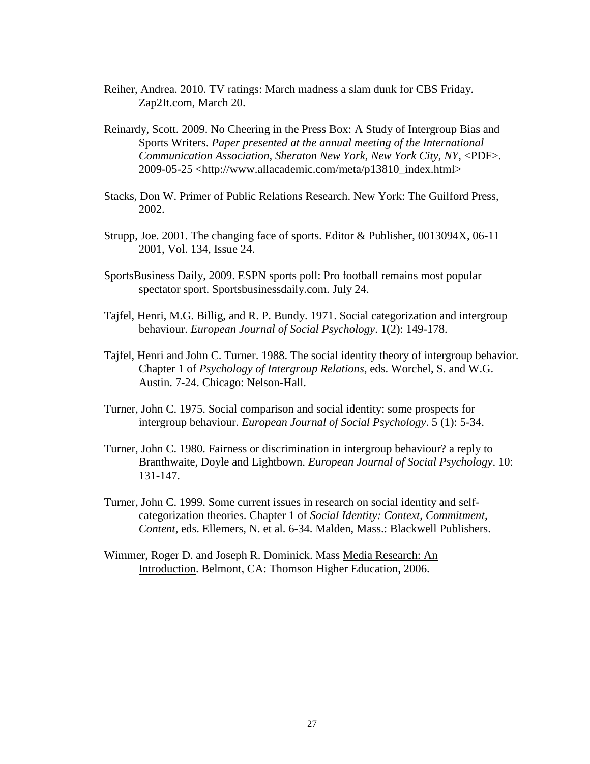Reiher, Andrea. 2010. TV ratings: March madness a slam dunk for CBS Friday. Zap2It.com, March 20.

Reinardy, Scott. 2009. No Cheering in the Press Box: A Study of Intergroup Bias and Sports Writers. *Paper presented at the annual meeting of the International Communication Association, Sheraton New York, New York City, NY*, <PDF>. 2009-05-25 <http://www.allacademic.com/meta/p13810_index.html>

Stacks, Don W. Primer of Public Relations Research. New York: The Guilford Press, 2002.

Strupp, Joe. 2001. The changing face of sports. Editor & Publisher, 0013094X, 06-11 2001, Vol. 134, Issue 24.

SportsBusiness Daily, 2009. ESPN sports poll: Pro football remains most popular spectator sport. Sportsbusinessdaily.com. July 24.

Tajfel, Henri, M.G. Billig, and R. P. Bundy. 1971. Social categorization and intergroup behaviour. *European Journal of Social Psychology*. 1(2): 149-178.

Tajfel, Henri and John C. Turner. 1988. The social identity theory of intergroup behavior. Chapter 1 of *Psychology of Intergroup Relations*, eds. Worchel, S. and W.G. Austin. 7-24. Chicago: Nelson-Hall.

Turner, John C. 1975. Social comparison and social identity: some prospects for intergroup behaviour. *European Journal of Social Psychology*. 5 (1): 5-34.

Turner, John C. 1980. Fairness or discrimination in intergroup behaviour? a reply to Branthwaite, Doyle and Lightbown. *European Journal of Social Psychology*. 10: 131-147.

Turner, John C. 1999. Some current issues in research on social identity and self-categorization theories. Chapter 1 of *Social Identity: Context, Commitment, Content*, eds. Ellemers, N. et al. 6-34. Malden, Mass.: Blackwell Publishers.

Wimmer, Roger D. and Joseph R. Dominick. Mass Media Research: An Introduction. Belmont, CA: Thomson Higher Education, 2006.